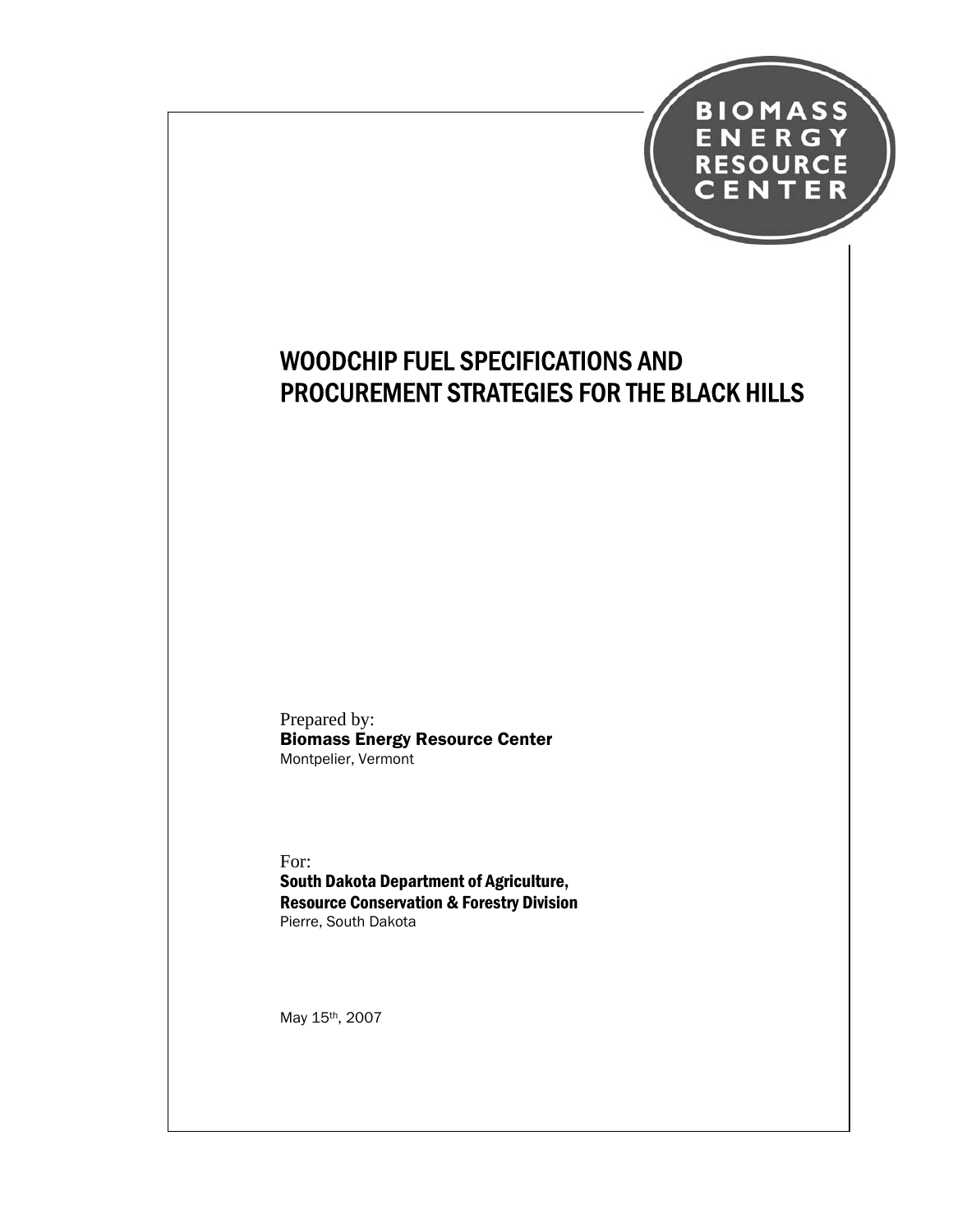BIOMASS ENERGY RESOURCE CENTER

# WOODCHIP FUEL SPECIFICATIONS AND PROCUREMENT STRATEGIES FOR THE BLACK HILLS

Prepared by:
**Biomass Energy Resource Center**
Montpelier, Vermont

For:
**South Dakota Department of Agriculture,**
**Resource Conservation & Forestry Division**
Pierre, South Dakota

May 15th, 2007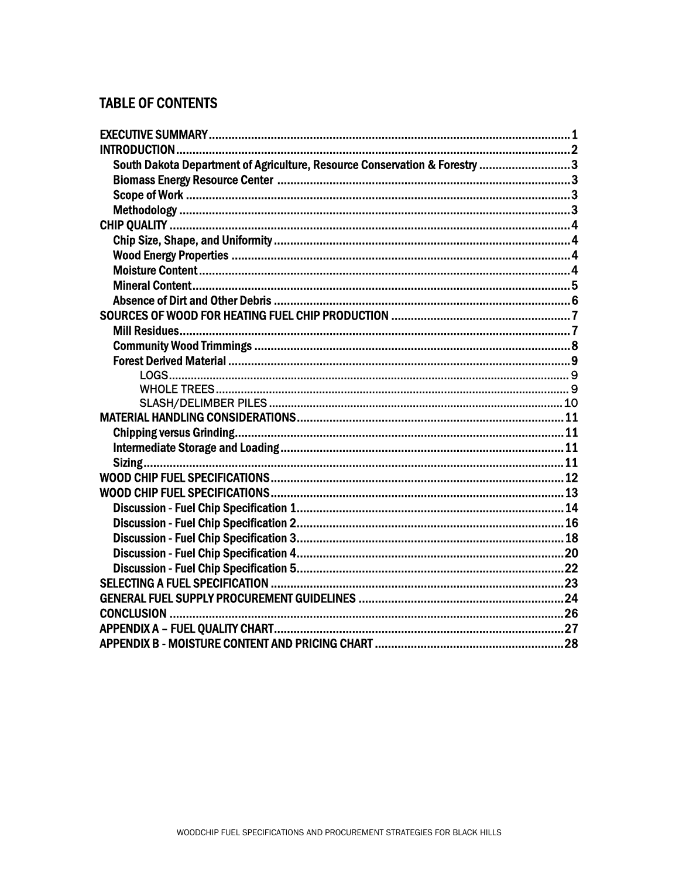## TABLE OF CONTENTS

EXECUTIVE SUMMARY .......... 1
INTRODUCTION .......... 2
- South Dakota Department of Agriculture, Resource Conservation & Forestry .......... 3
- Biomass Energy Resource Center .......... 3
- Scope of Work .......... 3
- Methodology .......... 3

CHIP QUALITY .......... 4
- Chip Size, Shape, and Uniformity .......... 4
- Wood Energy Properties .......... 4
- Moisture Content .......... 4
- Mineral Content .......... 5
- Absence of Dirt and Other Debris .......... 6

SOURCES OF WOOD FOR HEATING FUEL CHIP PRODUCTION .......... 7
- Mill Residues .......... 7
- Community Wood Trimmings .......... 8
- Forest Derived Material .......... 9
  - LOGS .......... 9
  - WHOLE TREES .......... 9
  - SLASH/DELIMBER PILES .......... 10

MATERIAL HANDLING CONSIDERATIONS .......... 11
- Chipping versus Grinding .......... 11
- Intermediate Storage and Loading .......... 11
- Sizing .......... 11

WOOD CHIP FUEL SPECIFICATIONS .......... 12
WOOD CHIP FUEL SPECIFICATIONS .......... 13
- Discussion - Fuel Chip Specification 1 .......... 14
- Discussion - Fuel Chip Specification 2 .......... 16
- Discussion - Fuel Chip Specification 3 .......... 18
- Discussion - Fuel Chip Specification 4 .......... 20
- Discussion - Fuel Chip Specification 5 .......... 22

SELECTING A FUEL SPECIFICATION .......... 23
GENERAL FUEL SUPPLY PROCUREMENT GUIDELINES .......... 24
CONCLUSION .......... 26
APPENDIX A – FUEL QUALITY CHART .......... 27
APPENDIX B - MOISTURE CONTENT AND PRICING CHART .......... 28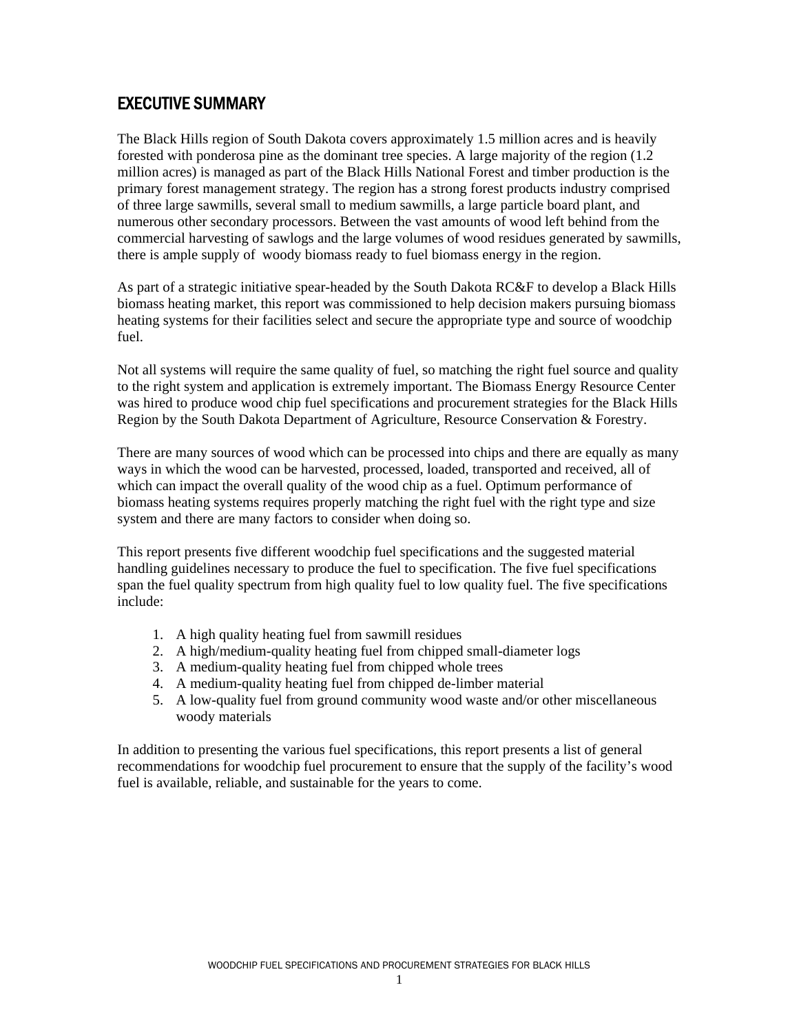# EXECUTIVE SUMMARY

The Black Hills region of South Dakota covers approximately 1.5 million acres and is heavily forested with ponderosa pine as the dominant tree species. A large majority of the region (1.2 million acres) is managed as part of the Black Hills National Forest and timber production is the primary forest management strategy. The region has a strong forest products industry comprised of three large sawmills, several small to medium sawmills, a large particle board plant, and numerous other secondary processors. Between the vast amounts of wood left behind from the commercial harvesting of sawlogs and the large volumes of wood residues generated by sawmills, there is ample supply of woody biomass ready to fuel biomass energy in the region.

As part of a strategic initiative spear-headed by the South Dakota RC&F to develop a Black Hills biomass heating market, this report was commissioned to help decision makers pursuing biomass heating systems for their facilities select and secure the appropriate type and source of woodchip fuel.

Not all systems will require the same quality of fuel, so matching the right fuel source and quality to the right system and application is extremely important. The Biomass Energy Resource Center was hired to produce wood chip fuel specifications and procurement strategies for the Black Hills Region by the South Dakota Department of Agriculture, Resource Conservation & Forestry.

There are many sources of wood which can be processed into chips and there are equally as many ways in which the wood can be harvested, processed, loaded, transported and received, all of which can impact the overall quality of the wood chip as a fuel. Optimum performance of biomass heating systems requires properly matching the right fuel with the right type and size system and there are many factors to consider when doing so.

This report presents five different woodchip fuel specifications and the suggested material handling guidelines necessary to produce the fuel to specification. The five fuel specifications span the fuel quality spectrum from high quality fuel to low quality fuel. The five specifications include:

1. A high quality heating fuel from sawmill residues
2. A high/medium-quality heating fuel from chipped small-diameter logs
3. A medium-quality heating fuel from chipped whole trees
4. A medium-quality heating fuel from chipped de-limber material
5. A low-quality fuel from ground community wood waste and/or other miscellaneous woody materials

In addition to presenting the various fuel specifications, this report presents a list of general recommendations for woodchip fuel procurement to ensure that the supply of the facility's wood fuel is available, reliable, and sustainable for the years to come.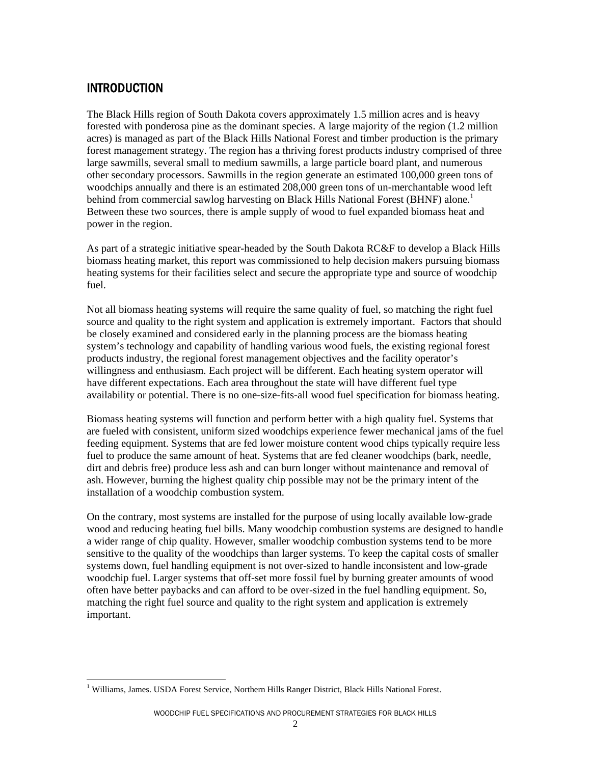## INTRODUCTION

The Black Hills region of South Dakota covers approximately 1.5 million acres and is heavy forested with ponderosa pine as the dominant species. A large majority of the region (1.2 million acres) is managed as part of the Black Hills National Forest and timber production is the primary forest management strategy. The region has a thriving forest products industry comprised of three large sawmills, several small to medium sawmills, a large particle board plant, and numerous other secondary processors. Sawmills in the region generate an estimated 100,000 green tons of woodchips annually and there is an estimated 208,000 green tons of un-merchantable wood left behind from commercial sawlog harvesting on Black Hills National Forest (BHNF) alone.[1] Between these two sources, there is ample supply of wood to fuel expanded biomass heat and power in the region.

As part of a strategic initiative spear-headed by the South Dakota RC&F to develop a Black Hills biomass heating market, this report was commissioned to help decision makers pursuing biomass heating systems for their facilities select and secure the appropriate type and source of woodchip fuel.

Not all biomass heating systems will require the same quality of fuel, so matching the right fuel source and quality to the right system and application is extremely important. Factors that should be closely examined and considered early in the planning process are the biomass heating system's technology and capability of handling various wood fuels, the existing regional forest products industry, the regional forest management objectives and the facility operator's willingness and enthusiasm. Each project will be different. Each heating system operator will have different expectations. Each area throughout the state will have different fuel type availability or potential. There is no one-size-fits-all wood fuel specification for biomass heating.

Biomass heating systems will function and perform better with a high quality fuel. Systems that are fueled with consistent, uniform sized woodchips experience fewer mechanical jams of the fuel feeding equipment. Systems that are fed lower moisture content wood chips typically require less fuel to produce the same amount of heat. Systems that are fed cleaner woodchips (bark, needle, dirt and debris free) produce less ash and can burn longer without maintenance and removal of ash. However, burning the highest quality chip possible may not be the primary intent of the installation of a woodchip combustion system.

On the contrary, most systems are installed for the purpose of using locally available low-grade wood and reducing heating fuel bills. Many woodchip combustion systems are designed to handle a wider range of chip quality. However, smaller woodchip combustion systems tend to be more sensitive to the quality of the woodchips than larger systems. To keep the capital costs of smaller systems down, fuel handling equipment is not over-sized to handle inconsistent and low-grade woodchip fuel. Larger systems that off-set more fossil fuel by burning greater amounts of wood often have better paybacks and can afford to be over-sized in the fuel handling equipment. So, matching the right fuel source and quality to the right system and application is extremely important.

---

[1] Williams, James. USDA Forest Service, Northern Hills Ranger District, Black Hills National Forest.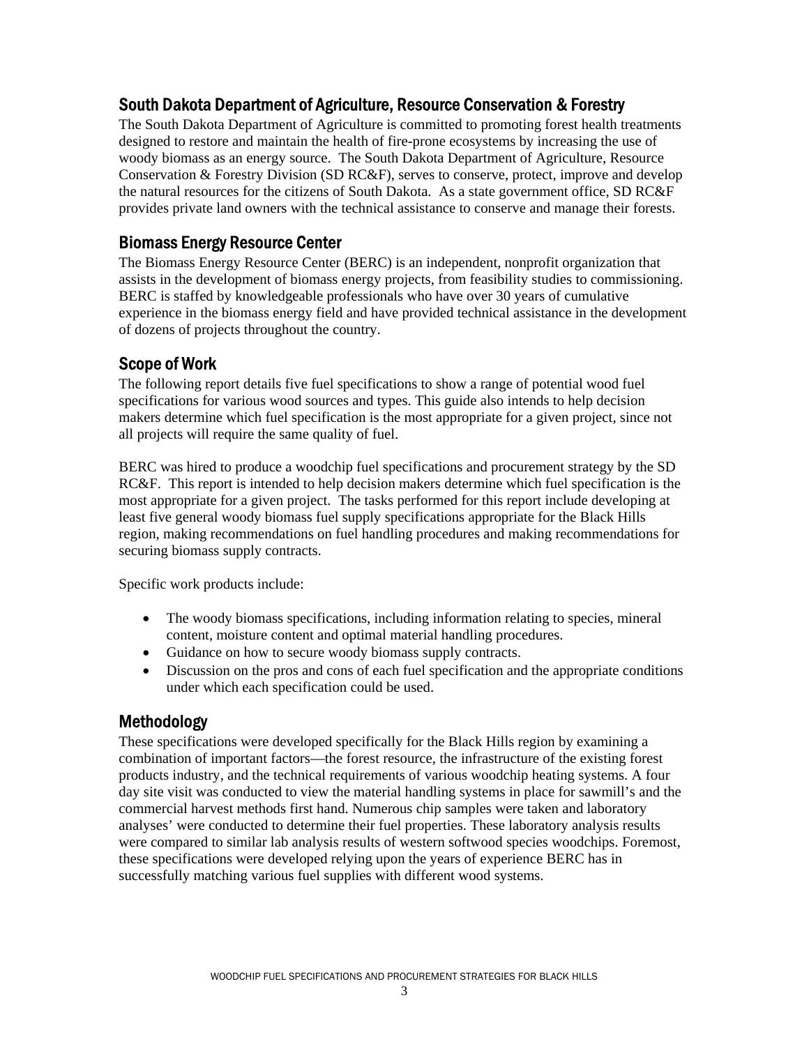## South Dakota Department of Agriculture, Resource Conservation & Forestry

The South Dakota Department of Agriculture is committed to promoting forest health treatments designed to restore and maintain the health of fire-prone ecosystems by increasing the use of woody biomass as an energy source. The South Dakota Department of Agriculture, Resource Conservation & Forestry Division (SD RC&F), serves to conserve, protect, improve and develop the natural resources for the citizens of South Dakota. As a state government office, SD RC&F provides private land owners with the technical assistance to conserve and manage their forests.

## Biomass Energy Resource Center

The Biomass Energy Resource Center (BERC) is an independent, nonprofit organization that assists in the development of biomass energy projects, from feasibility studies to commissioning. BERC is staffed by knowledgeable professionals who have over 30 years of cumulative experience in the biomass energy field and have provided technical assistance in the development of dozens of projects throughout the country.

## Scope of Work

The following report details five fuel specifications to show a range of potential wood fuel specifications for various wood sources and types. This guide also intends to help decision makers determine which fuel specification is the most appropriate for a given project, since not all projects will require the same quality of fuel.

BERC was hired to produce a woodchip fuel specifications and procurement strategy by the SD RC&F. This report is intended to help decision makers determine which fuel specification is the most appropriate for a given project. The tasks performed for this report include developing at least five general woody biomass fuel supply specifications appropriate for the Black Hills region, making recommendations on fuel handling procedures and making recommendations for securing biomass supply contracts.

Specific work products include:

- The woody biomass specifications, including information relating to species, mineral content, moisture content and optimal material handling procedures.
- Guidance on how to secure woody biomass supply contracts.
- Discussion on the pros and cons of each fuel specification and the appropriate conditions under which each specification could be used.

## Methodology

These specifications were developed specifically for the Black Hills region by examining a combination of important factors—the forest resource, the infrastructure of the existing forest products industry, and the technical requirements of various woodchip heating systems. A four day site visit was conducted to view the material handling systems in place for sawmill's and the commercial harvest methods first hand. Numerous chip samples were taken and laboratory analyses' were conducted to determine their fuel properties. These laboratory analysis results were compared to similar lab analysis results of western softwood species woodchips. Foremost, these specifications were developed relying upon the years of experience BERC has in successfully matching various fuel supplies with different wood systems.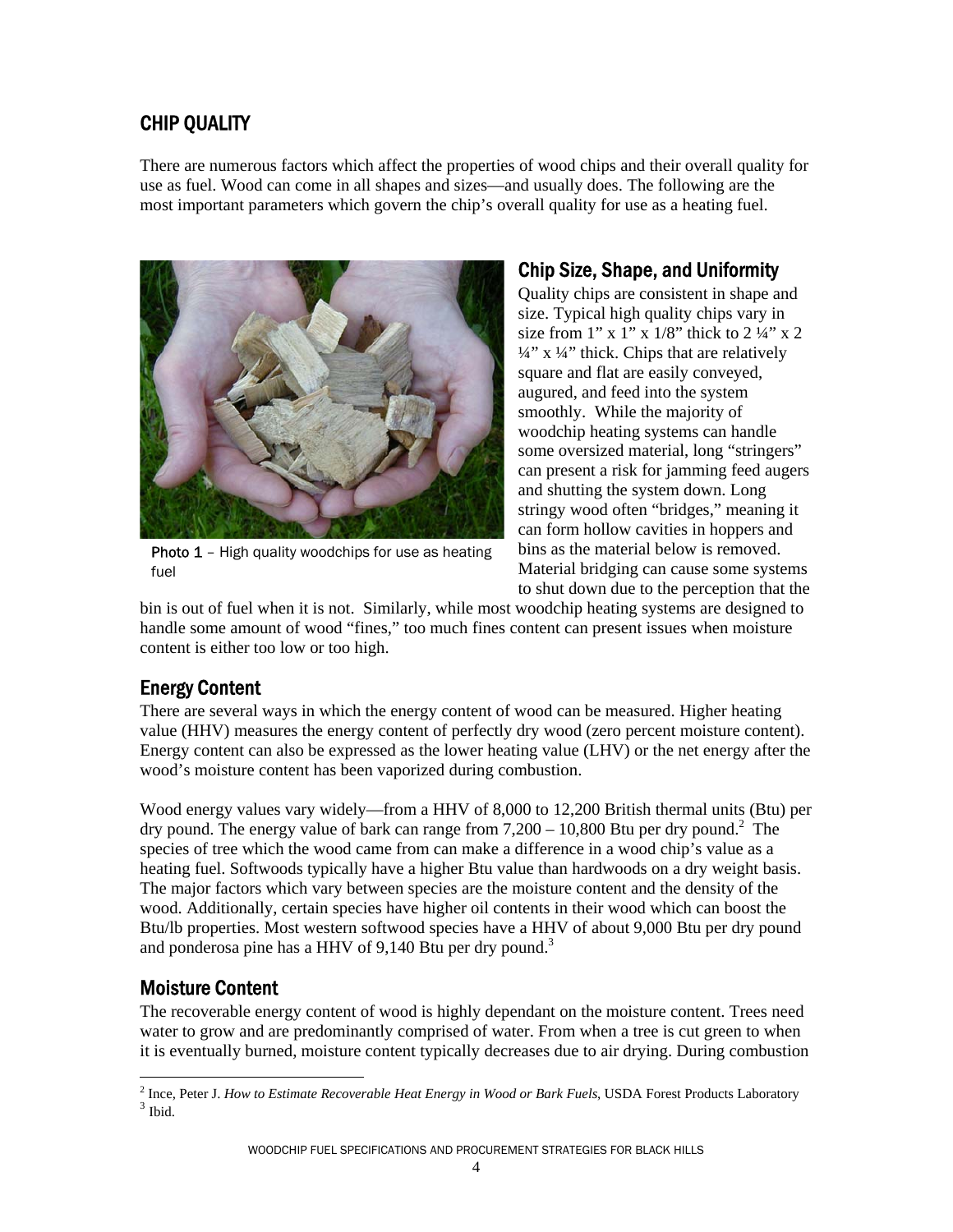## CHIP QUALITY

There are numerous factors which affect the properties of wood chips and their overall quality for use as fuel. Wood can come in all shapes and sizes—and usually does. The following are the most important parameters which govern the chip's overall quality for use as a heating fuel.

Photo 1 – High quality woodchips for use as heating fuel

### Chip Size, Shape, and Uniformity

Quality chips are consistent in shape and size. Typical high quality chips vary in size from 1" x 1" x 1/8" thick to 2 ¼" x 2 ¼" x ¼" thick. Chips that are relatively square and flat are easily conveyed, augured, and feed into the system smoothly. While the majority of woodchip heating systems can handle some oversized material, long "stringers" can present a risk for jamming feed augers and shutting the system down. Long stringy wood often "bridges," meaning it can form hollow cavities in hoppers and bins as the material below is removed. Material bridging can cause some systems to shut down due to the perception that the bin is out of fuel when it is not. Similarly, while most woodchip heating systems are designed to handle some amount of wood "fines," too much fines content can present issues when moisture content is either too low or too high.

### Energy Content

There are several ways in which the energy content of wood can be measured. Higher heating value (HHV) measures the energy content of perfectly dry wood (zero percent moisture content). Energy content can also be expressed as the lower heating value (LHV) or the net energy after the wood's moisture content has been vaporized during combustion.

Wood energy values vary widely—from a HHV of 8,000 to 12,200 British thermal units (Btu) per dry pound. The energy value of bark can range from 7,200 – 10,800 Btu per dry pound.[2] The species of tree which the wood came from can make a difference in a wood chip's value as a heating fuel. Softwoods typically have a higher Btu value than hardwoods on a dry weight basis. The major factors which vary between species are the moisture content and the density of the wood. Additionally, certain species have higher oil contents in their wood which can boost the Btu/lb properties. Most western softwood species have a HHV of about 9,000 Btu per dry pound and ponderosa pine has a HHV of 9,140 Btu per dry pound.[3]

### Moisture Content

The recoverable energy content of wood is highly dependant on the moisture content. Trees need water to grow and are predominantly comprised of water. From when a tree is cut green to when it is eventually burned, moisture content typically decreases due to air drying. During combustion

---

[2] Ince, Peter J. *How to Estimate Recoverable Heat Energy in Wood or Bark Fuels*, USDA Forest Products Laboratory

[3] Ibid.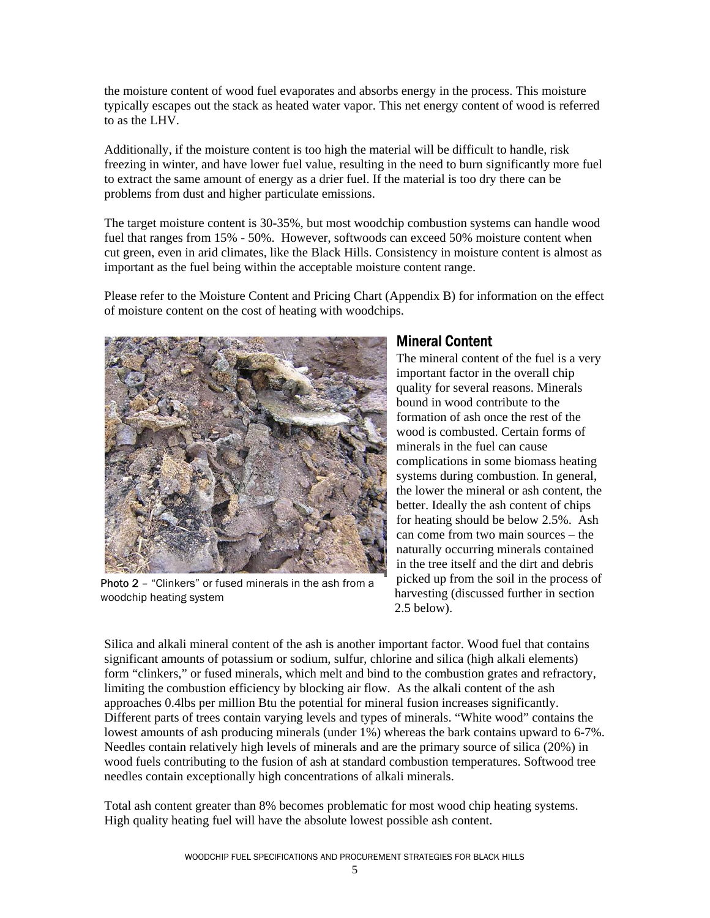the moisture content of wood fuel evaporates and absorbs energy in the process. This moisture typically escapes out the stack as heated water vapor. This net energy content of wood is referred to as the LHV.

Additionally, if the moisture content is too high the material will be difficult to handle, risk freezing in winter, and have lower fuel value, resulting in the need to burn significantly more fuel to extract the same amount of energy as a drier fuel. If the material is too dry there can be problems from dust and higher particulate emissions.

The target moisture content is 30-35%, but most woodchip combustion systems can handle wood fuel that ranges from 15% - 50%. However, softwoods can exceed 50% moisture content when cut green, even in arid climates, like the Black Hills. Consistency in moisture content is almost as important as the fuel being within the acceptable moisture content range.

Please refer to the Moisture Content and Pricing Chart (Appendix B) for information on the effect of moisture content on the cost of heating with woodchips.

Photo 2 – "Clinkers" or fused minerals in the ash from a woodchip heating system

## Mineral Content

The mineral content of the fuel is a very important factor in the overall chip quality for several reasons. Minerals bound in wood contribute to the formation of ash once the rest of the wood is combusted. Certain forms of minerals in the fuel can cause complications in some biomass heating systems during combustion. In general, the lower the mineral or ash content, the better. Ideally the ash content of chips for heating should be below 2.5%. Ash can come from two main sources – the naturally occurring minerals contained in the tree itself and the dirt and debris picked up from the soil in the process of harvesting (discussed further in section 2.5 below).

Silica and alkali mineral content of the ash is another important factor. Wood fuel that contains significant amounts of potassium or sodium, sulfur, chlorine and silica (high alkali elements) form "clinkers," or fused minerals, which melt and bind to the combustion grates and refractory, limiting the combustion efficiency by blocking air flow. As the alkali content of the ash approaches 0.4lbs per million Btu the potential for mineral fusion increases significantly. Different parts of trees contain varying levels and types of minerals. "White wood" contains the lowest amounts of ash producing minerals (under 1%) whereas the bark contains upward to 6-7%. Needles contain relatively high levels of minerals and are the primary source of silica (20%) in wood fuels contributing to the fusion of ash at standard combustion temperatures. Softwood tree needles contain exceptionally high concentrations of alkali minerals.

Total ash content greater than 8% becomes problematic for most wood chip heating systems. High quality heating fuel will have the absolute lowest possible ash content.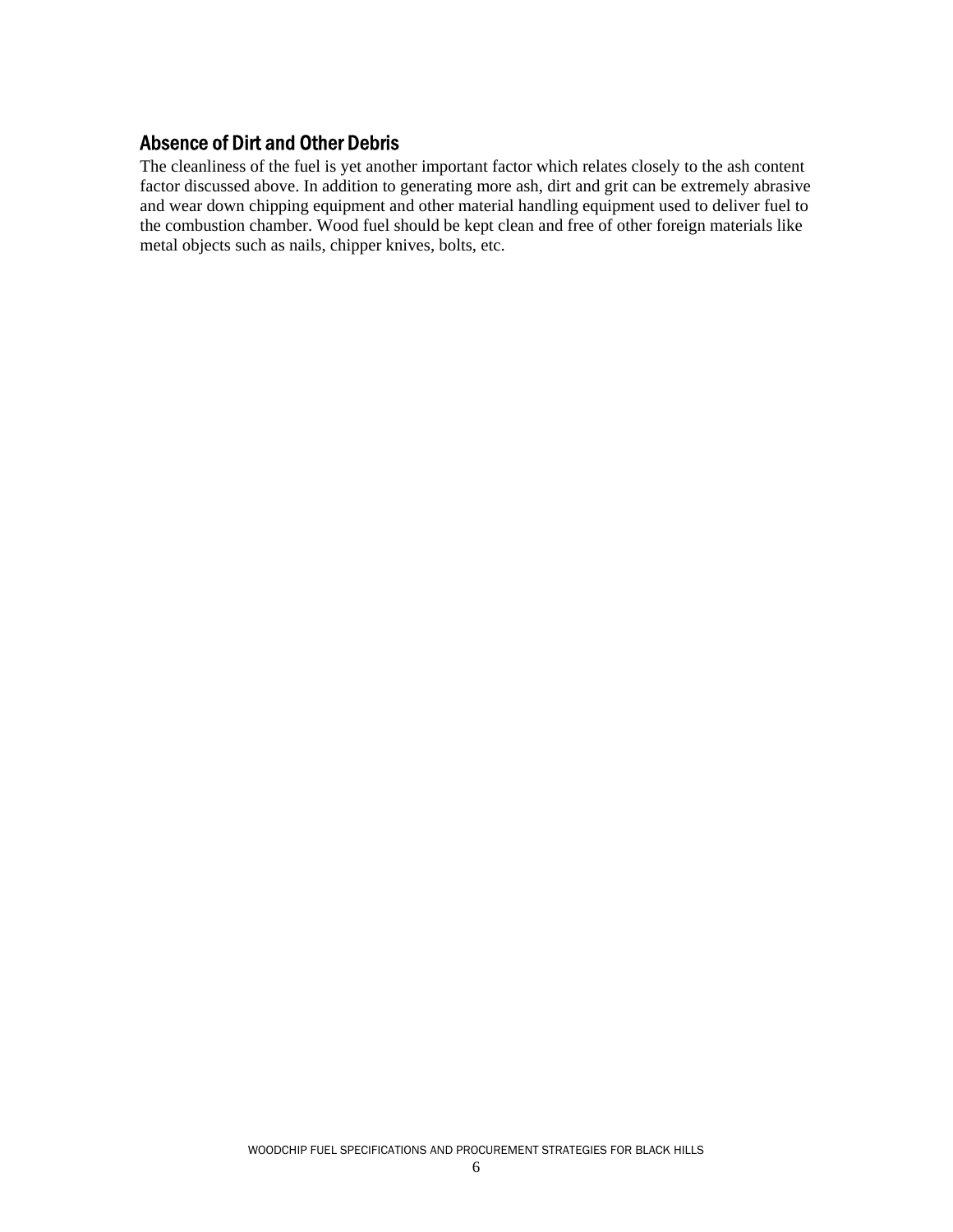## Absence of Dirt and Other Debris

The cleanliness of the fuel is yet another important factor which relates closely to the ash content factor discussed above. In addition to generating more ash, dirt and grit can be extremely abrasive and wear down chipping equipment and other material handling equipment used to deliver fuel to the combustion chamber. Wood fuel should be kept clean and free of other foreign materials like metal objects such as nails, chipper knives, bolts, etc.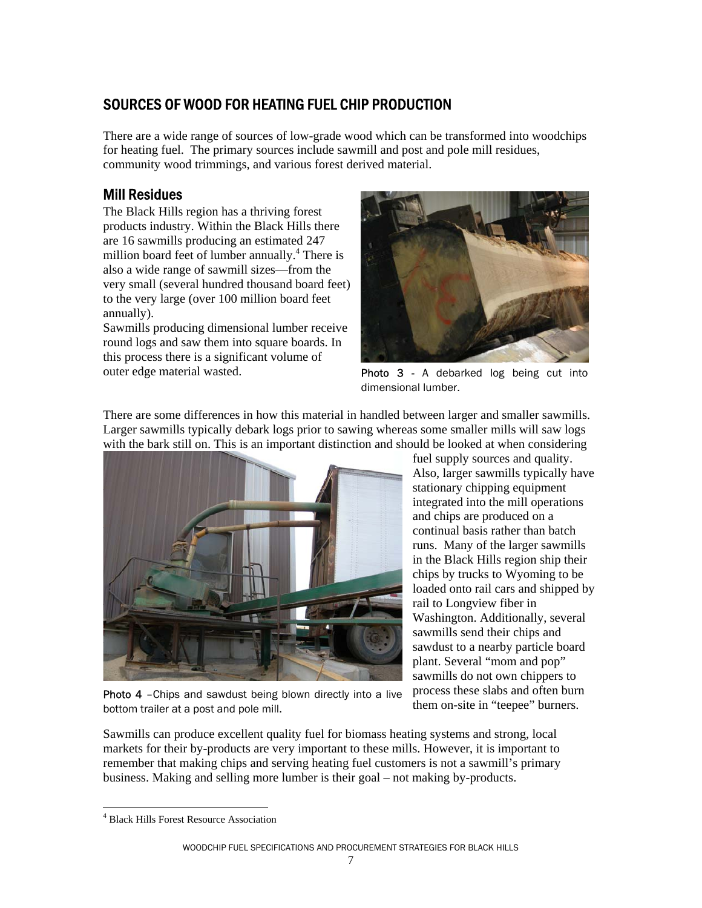## SOURCES OF WOOD FOR HEATING FUEL CHIP PRODUCTION

There are a wide range of sources of low-grade wood which can be transformed into woodchips for heating fuel. The primary sources include sawmill and post and pole mill residues, community wood trimmings, and various forest derived material.

### Mill Residues

The Black Hills region has a thriving forest products industry. Within the Black Hills there are 16 sawmills producing an estimated 247 million board feet of lumber annually.[4] There is also a wide range of sawmill sizes—from the very small (several hundred thousand board feet) to the very large (over 100 million board feet annually).

Sawmills producing dimensional lumber receive round logs and saw them into square boards. In this process there is a significant volume of outer edge material wasted.

**Photo 3** - A debarked log being cut into dimensional lumber.

There are some differences in how this material in handled between larger and smaller sawmills. Larger sawmills typically debark logs prior to sawing whereas some smaller mills will saw logs with the bark still on. This is an important distinction and should be looked at when considering fuel supply sources and quality. Also, larger sawmills typically have stationary chipping equipment integrated into the mill operations and chips are produced on a continual basis rather than batch runs. Many of the larger sawmills in the Black Hills region ship their chips by trucks to Wyoming to be loaded onto rail cars and shipped by rail to Longview fiber in Washington. Additionally, several sawmills send their chips and sawdust to a nearby particle board plant. Several "mom and pop" sawmills do not own chippers to process these slabs and often burn them on-site in "teepee" burners.

**Photo 4** –Chips and sawdust being blown directly into a live bottom trailer at a post and pole mill.

Sawmills can produce excellent quality fuel for biomass heating systems and strong, local markets for their by-products are very important to these mills. However, it is important to remember that making chips and serving heating fuel customers is not a sawmill's primary business. Making and selling more lumber is their goal – not making by-products.

[4] Black Hills Forest Resource Association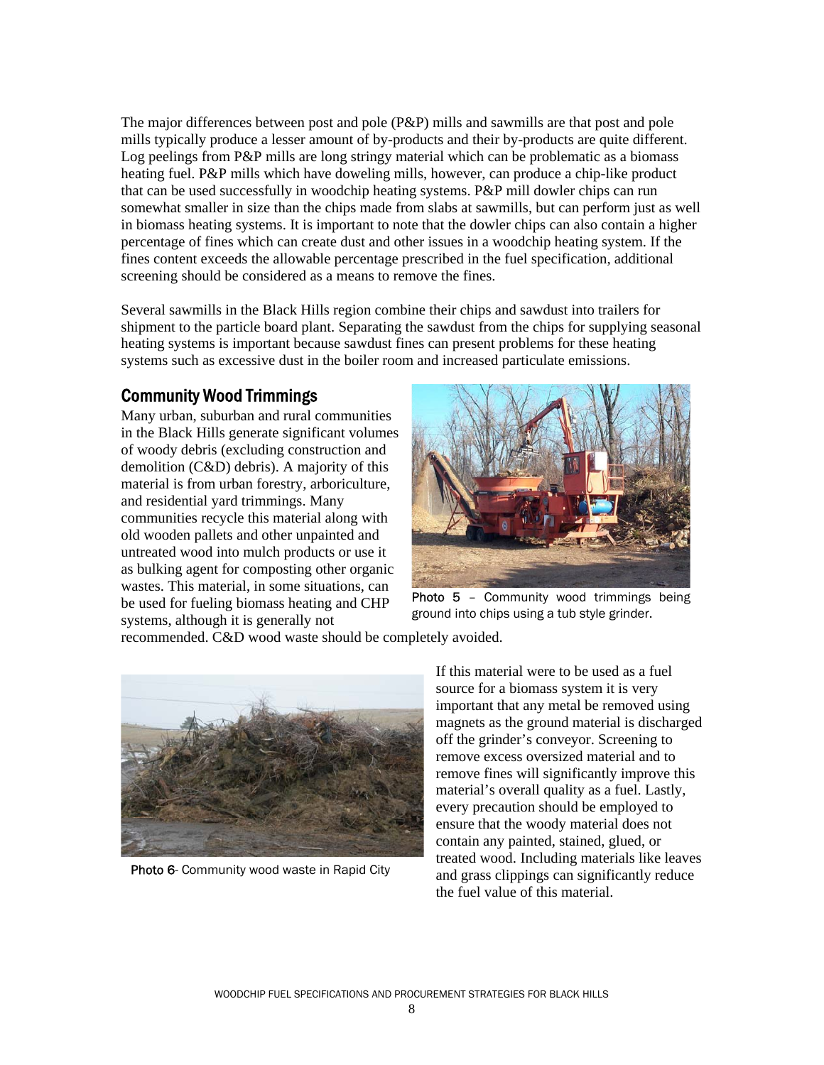The major differences between post and pole (P&P) mills and sawmills are that post and pole mills typically produce a lesser amount of by-products and their by-products are quite different. Log peelings from P&P mills are long stringy material which can be problematic as a biomass heating fuel. P&P mills which have doweling mills, however, can produce a chip-like product that can be used successfully in woodchip heating systems. P&P mill dowler chips can run somewhat smaller in size than the chips made from slabs at sawmills, but can perform just as well in biomass heating systems. It is important to note that the dowler chips can also contain a higher percentage of fines which can create dust and other issues in a woodchip heating system. If the fines content exceeds the allowable percentage prescribed in the fuel specification, additional screening should be considered as a means to remove the fines.

Several sawmills in the Black Hills region combine their chips and sawdust into trailers for shipment to the particle board plant. Separating the sawdust from the chips for supplying seasonal heating systems is important because sawdust fines can present problems for these heating systems such as excessive dust in the boiler room and increased particulate emissions.

## Community Wood Trimmings

Many urban, suburban and rural communities in the Black Hills generate significant volumes of woody debris (excluding construction and demolition (C&D) debris). A majority of this material is from urban forestry, arboriculture, and residential yard trimmings. Many communities recycle this material along with old wooden pallets and other unpainted and untreated wood into mulch products or use it as bulking agent for composting other organic wastes. This material, in some situations, can be used for fueling biomass heating and CHP systems, although it is generally not recommended. C&D wood waste should be completely avoided.

Photo 5 – Community wood trimmings being ground into chips using a tub style grinder.

If this material were to be used as a fuel source for a biomass system it is very important that any metal be removed using magnets as the ground material is discharged off the grinder's conveyor. Screening to remove excess oversized material and to remove fines will significantly improve this material's overall quality as a fuel. Lastly, every precaution should be employed to ensure that the woody material does not contain any painted, stained, glued, or treated wood. Including materials like leaves and grass clippings can significantly reduce the fuel value of this material.

Photo 6- Community wood waste in Rapid City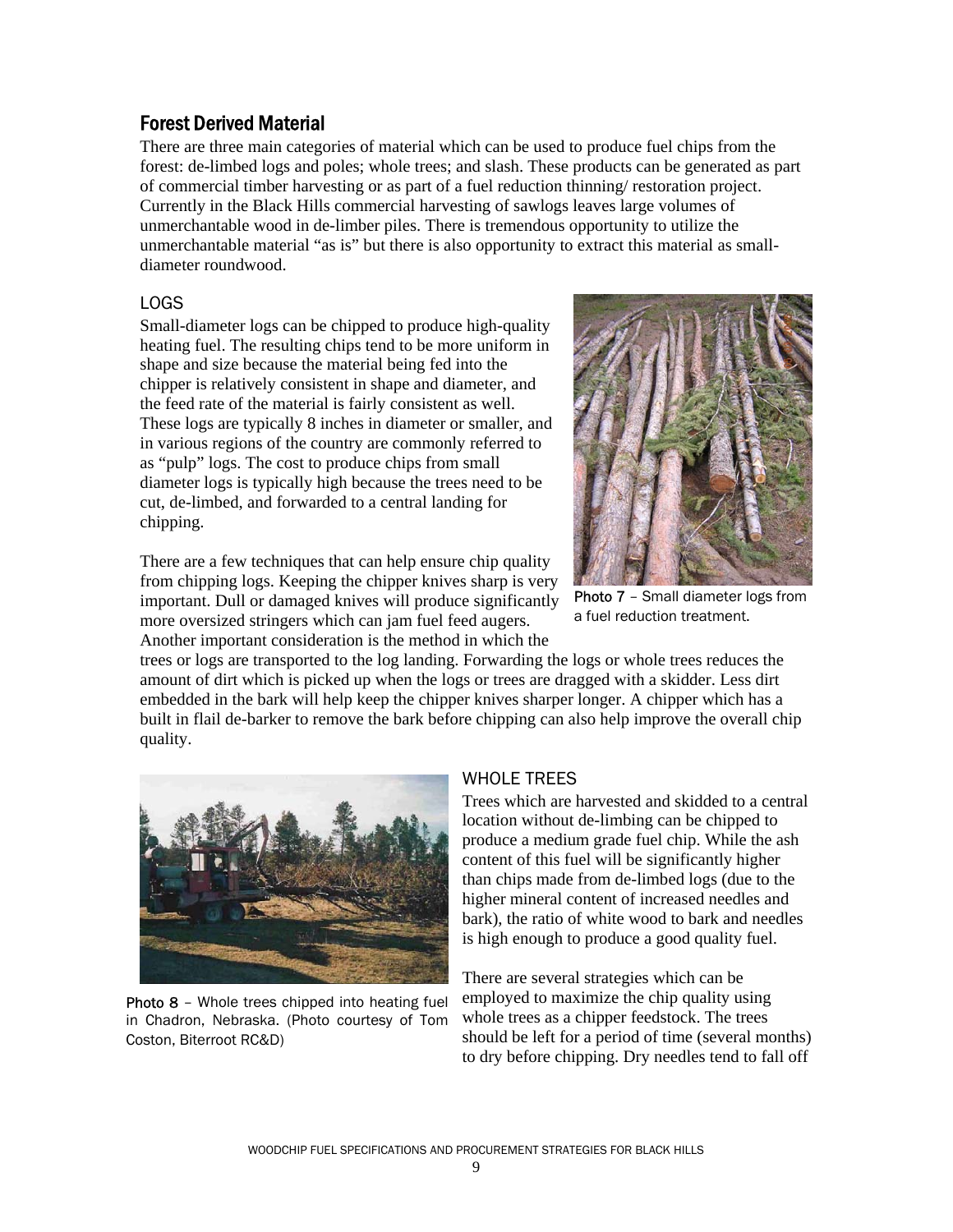## Forest Derived Material

There are three main categories of material which can be used to produce fuel chips from the forest: de-limbed logs and poles; whole trees; and slash. These products can be generated as part of commercial timber harvesting or as part of a fuel reduction thinning/ restoration project. Currently in the Black Hills commercial harvesting of sawlogs leaves large volumes of unmerchantable wood in de-limber piles. There is tremendous opportunity to utilize the unmerchantable material "as is" but there is also opportunity to extract this material as small-diameter roundwood.

### LOGS

Small-diameter logs can be chipped to produce high-quality heating fuel. The resulting chips tend to be more uniform in shape and size because the material being fed into the chipper is relatively consistent in shape and diameter, and the feed rate of the material is fairly consistent as well. These logs are typically 8 inches in diameter or smaller, and in various regions of the country are commonly referred to as "pulp" logs. The cost to produce chips from small diameter logs is typically high because the trees need to be cut, de-limbed, and forwarded to a central landing for chipping.

Photo 7 – Small diameter logs from a fuel reduction treatment.

There are a few techniques that can help ensure chip quality from chipping logs. Keeping the chipper knives sharp is very important. Dull or damaged knives will produce significantly more oversized stringers which can jam fuel feed augers. Another important consideration is the method in which the trees or logs are transported to the log landing. Forwarding the logs or whole trees reduces the amount of dirt which is picked up when the logs or trees are dragged with a skidder. Less dirt embedded in the bark will help keep the chipper knives sharper longer. A chipper which has a built in flail de-barker to remove the bark before chipping can also help improve the overall chip quality.

Photo 8 – Whole trees chipped into heating fuel in Chadron, Nebraska. (Photo courtesy of Tom Coston, Biterroot RC&D)

### WHOLE TREES

Trees which are harvested and skidded to a central location without de-limbing can be chipped to produce a medium grade fuel chip. While the ash content of this fuel will be significantly higher than chips made from de-limbed logs (due to the higher mineral content of increased needles and bark), the ratio of white wood to bark and needles is high enough to produce a good quality fuel.

There are several strategies which can be employed to maximize the chip quality using whole trees as a chipper feedstock. The trees should be left for a period of time (several months) to dry before chipping. Dry needles tend to fall off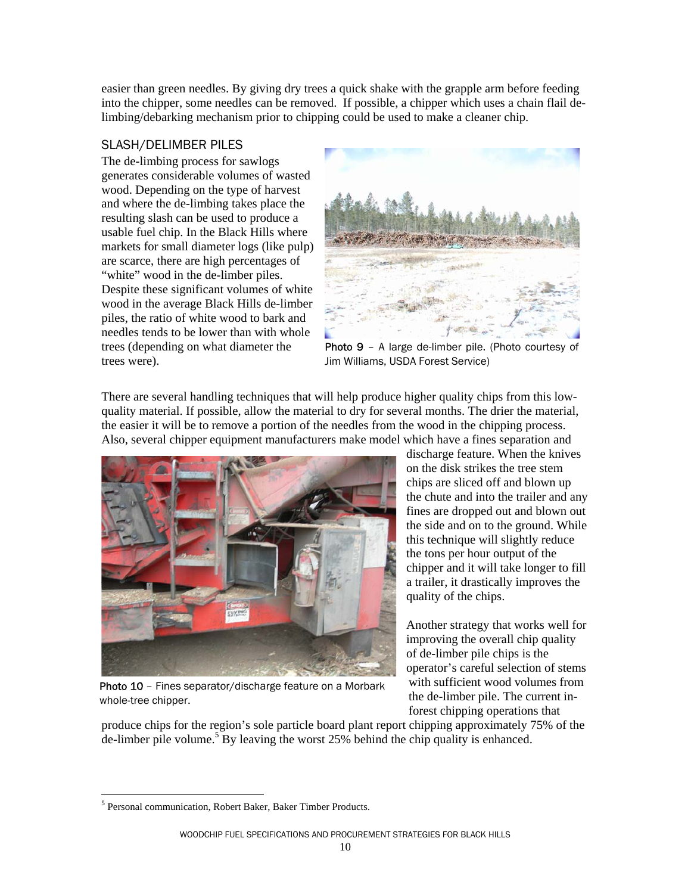easier than green needles. By giving dry trees a quick shake with the grapple arm before feeding into the chipper, some needles can be removed. If possible, a chipper which uses a chain flail de-limbing/debarking mechanism prior to chipping could be used to make a cleaner chip.

### SLASH/DELIMBER PILES

The de-limbing process for sawlogs generates considerable volumes of wasted wood. Depending on the type of harvest and where the de-limbing takes place the resulting slash can be used to produce a usable fuel chip. In the Black Hills where markets for small diameter logs (like pulp) are scarce, there are high percentages of "white" wood in the de-limber piles. Despite these significant volumes of white wood in the average Black Hills de-limber piles, the ratio of white wood to bark and needles tends to be lower than with whole trees (depending on what diameter the trees were).

Photo 9 – A large de-limber pile. (Photo courtesy of Jim Williams, USDA Forest Service)

There are several handling techniques that will help produce higher quality chips from this low-quality material. If possible, allow the material to dry for several months. The drier the material, the easier it will be to remove a portion of the needles from the wood in the chipping process. Also, several chipper equipment manufacturers make model which have a fines separation and discharge feature. When the knives on the disk strikes the tree stem chips are sliced off and blown up the chute and into the trailer and any fines are dropped out and blown out the side and on to the ground. While this technique will slightly reduce the tons per hour output of the chipper and it will take longer to fill a trailer, it drastically improves the quality of the chips.

Photo 10 – Fines separator/discharge feature on a Morbark whole-tree chipper.

Another strategy that works well for improving the overall chip quality of de-limber pile chips is the operator's careful selection of stems with sufficient wood volumes from the de-limber pile. The current in-forest chipping operations that produce chips for the region's sole particle board plant report chipping approximately 75% of the de-limber pile volume.[5] By leaving the worst 25% behind the chip quality is enhanced.

---

[5] Personal communication, Robert Baker, Baker Timber Products.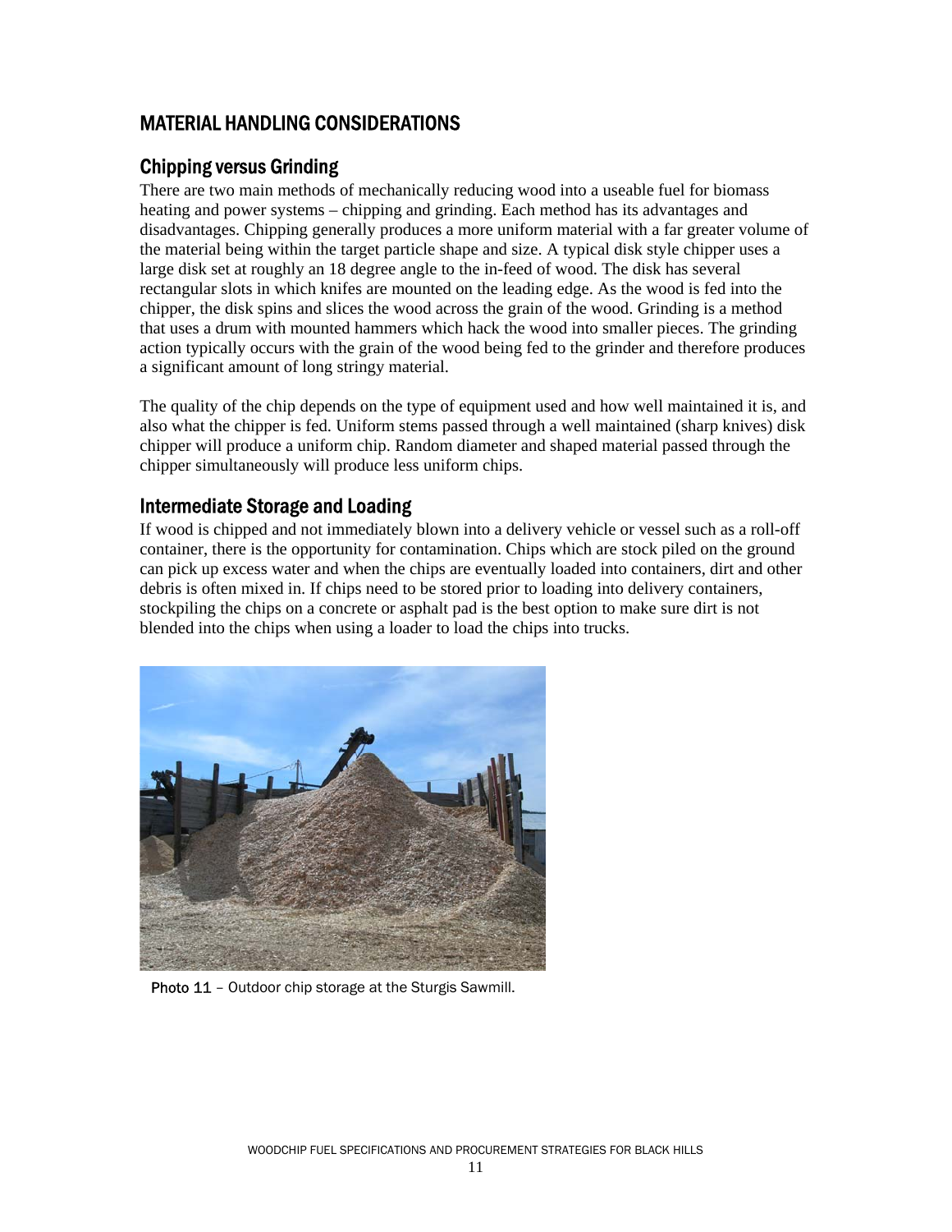## MATERIAL HANDLING CONSIDERATIONS

### Chipping versus Grinding

There are two main methods of mechanically reducing wood into a useable fuel for biomass heating and power systems – chipping and grinding. Each method has its advantages and disadvantages. Chipping generally produces a more uniform material with a far greater volume of the material being within the target particle shape and size. A typical disk style chipper uses a large disk set at roughly an 18 degree angle to the in-feed of wood. The disk has several rectangular slots in which knifes are mounted on the leading edge. As the wood is fed into the chipper, the disk spins and slices the wood across the grain of the wood. Grinding is a method that uses a drum with mounted hammers which hack the wood into smaller pieces. The grinding action typically occurs with the grain of the wood being fed to the grinder and therefore produces a significant amount of long stringy material.

The quality of the chip depends on the type of equipment used and how well maintained it is, and also what the chipper is fed. Uniform stems passed through a well maintained (sharp knives) disk chipper will produce a uniform chip. Random diameter and shaped material passed through the chipper simultaneously will produce less uniform chips.

### Intermediate Storage and Loading

If wood is chipped and not immediately blown into a delivery vehicle or vessel such as a roll-off container, there is the opportunity for contamination. Chips which are stock piled on the ground can pick up excess water and when the chips are eventually loaded into containers, dirt and other debris is often mixed in. If chips need to be stored prior to loading into delivery containers, stockpiling the chips on a concrete or asphalt pad is the best option to make sure dirt is not blended into the chips when using a loader to load the chips into trucks.

Photo 11 – Outdoor chip storage at the Sturgis Sawmill.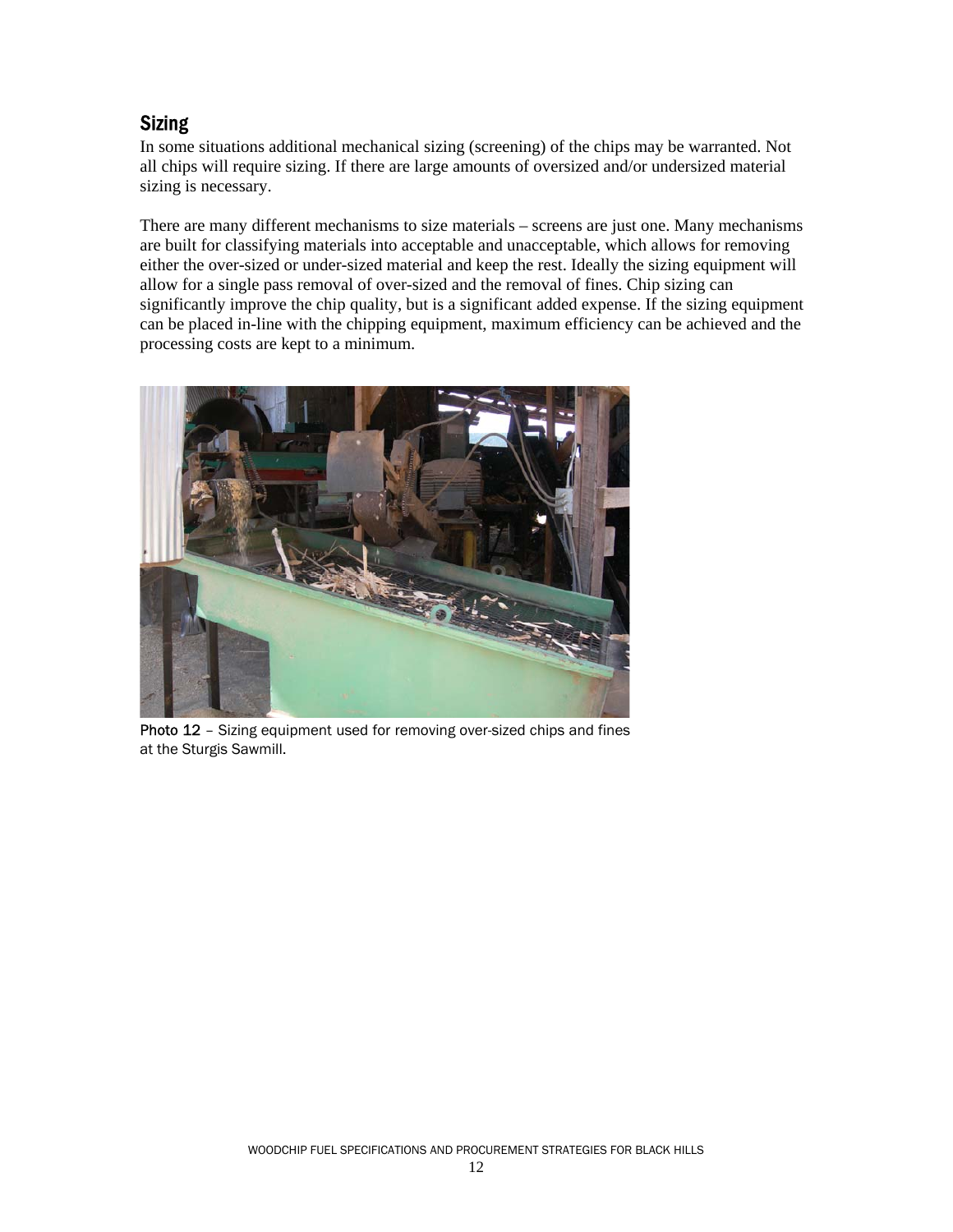## Sizing

In some situations additional mechanical sizing (screening) of the chips may be warranted. Not all chips will require sizing. If there are large amounts of oversized and/or undersized material sizing is necessary.

There are many different mechanisms to size materials – screens are just one. Many mechanisms are built for classifying materials into acceptable and unacceptable, which allows for removing either the over-sized or under-sized material and keep the rest. Ideally the sizing equipment will allow for a single pass removal of over-sized and the removal of fines. Chip sizing can significantly improve the chip quality, but is a significant added expense. If the sizing equipment can be placed in-line with the chipping equipment, maximum efficiency can be achieved and the processing costs are kept to a minimum.

**Photo 12** – Sizing equipment used for removing over-sized chips and fines at the Sturgis Sawmill.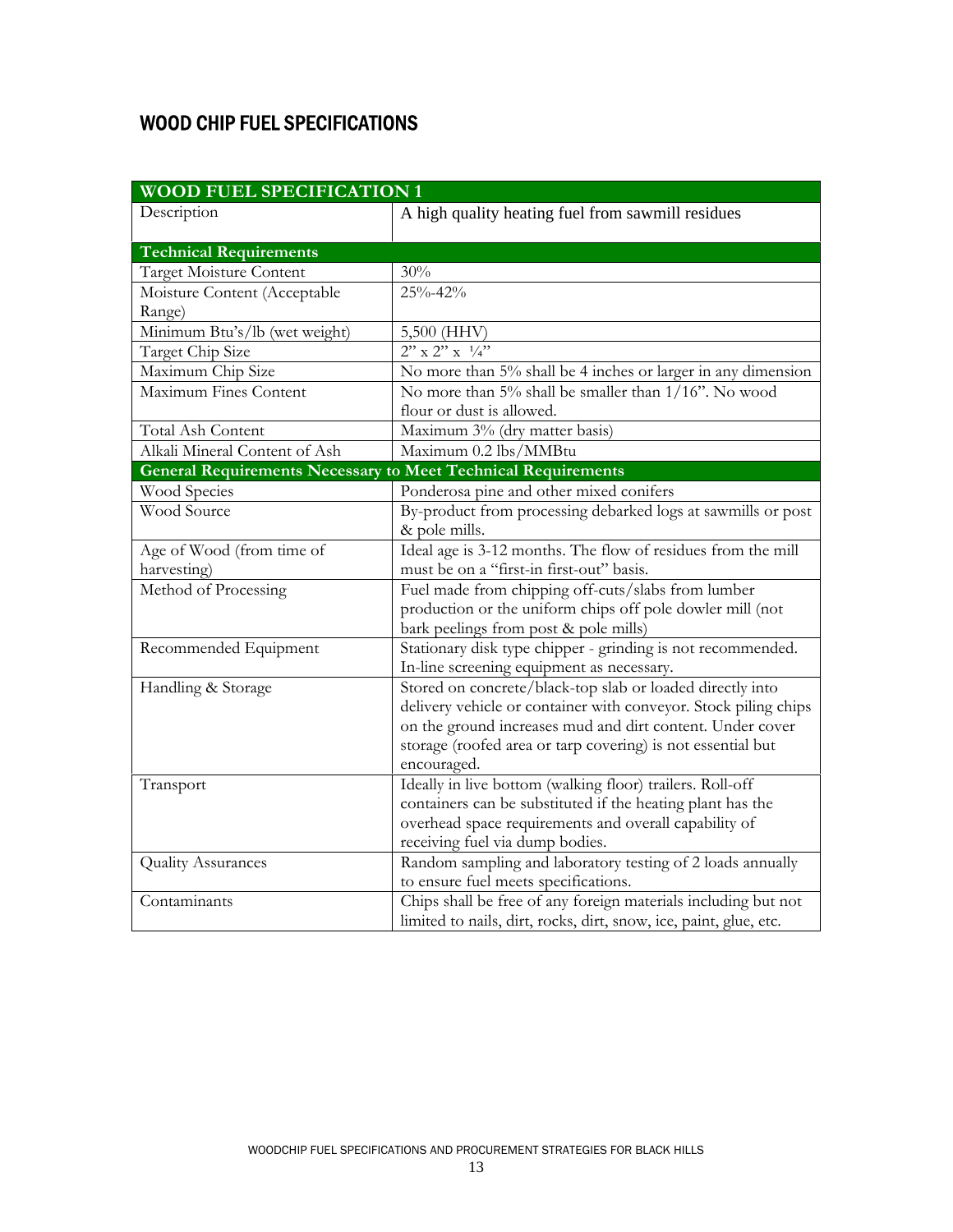## WOOD CHIP FUEL SPECIFICATIONS

| WOOD FUEL SPECIFICATION 1 | |
|---|---|
| Description | A high quality heating fuel from sawmill residues |
| **Technical Requirements** | |
| Target Moisture Content | 30% |
| Moisture Content (Acceptable Range) | 25%-42% |
| Minimum Btu's/lb (wet weight) | 5,500 (HHV) |
| Target Chip Size | 2" x 2" x ¼" |
| Maximum Chip Size | No more than 5% shall be 4 inches or larger in any dimension |
| Maximum Fines Content | No more than 5% shall be smaller than 1/16". No wood flour or dust is allowed. |
| Total Ash Content | Maximum 3% (dry matter basis) |
| Alkali Mineral Content of Ash | Maximum 0.2 lbs/MMBtu |
| **General Requirements Necessary to Meet Technical Requirements** | |
| Wood Species | Ponderosa pine and other mixed conifers |
| Wood Source | By-product from processing debarked logs at sawmills or post & pole mills. |
| Age of Wood (from time of harvesting) | Ideal age is 3-12 months. The flow of residues from the mill must be on a "first-in first-out" basis. |
| Method of Processing | Fuel made from chipping off-cuts/slabs from lumber production or the uniform chips off pole dowler mill (not bark peelings from post & pole mills) |
| Recommended Equipment | Stationary disk type chipper - grinding is not recommended. In-line screening equipment as necessary. |
| Handling & Storage | Stored on concrete/black-top slab or loaded directly into delivery vehicle or container with conveyor. Stock piling chips on the ground increases mud and dirt content. Under cover storage (roofed area or tarp covering) is not essential but encouraged. |
| Transport | Ideally in live bottom (walking floor) trailers. Roll-off containers can be substituted if the heating plant has the overhead space requirements and overall capability of receiving fuel via dump bodies. |
| Quality Assurances | Random sampling and laboratory testing of 2 loads annually to ensure fuel meets specifications. |
| Contaminants | Chips shall be free of any foreign materials including but not limited to nails, dirt, rocks, dirt, snow, ice, paint, glue, etc. |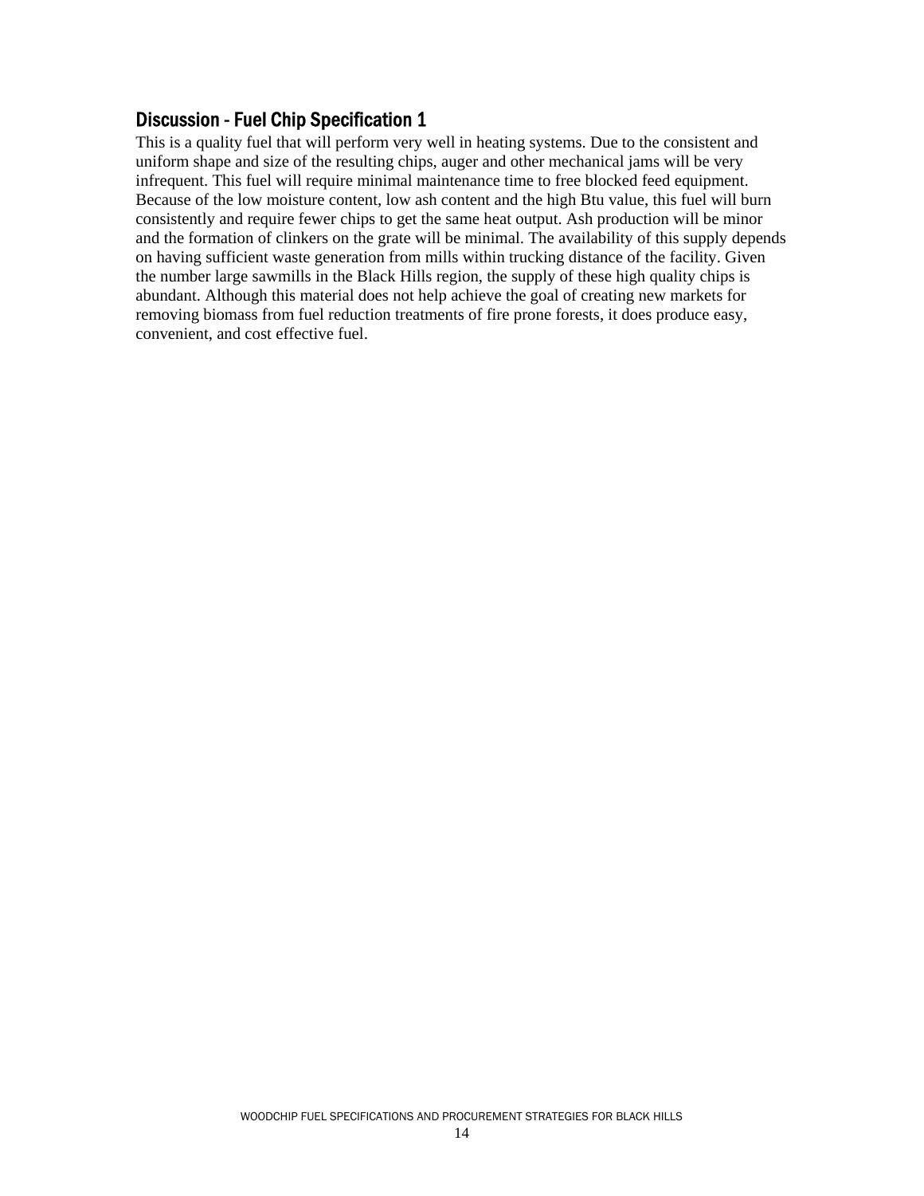## Discussion - Fuel Chip Specification 1

This is a quality fuel that will perform very well in heating systems. Due to the consistent and uniform shape and size of the resulting chips, auger and other mechanical jams will be very infrequent. This fuel will require minimal maintenance time to free blocked feed equipment. Because of the low moisture content, low ash content and the high Btu value, this fuel will burn consistently and require fewer chips to get the same heat output. Ash production will be minor and the formation of clinkers on the grate will be minimal. The availability of this supply depends on having sufficient waste generation from mills within trucking distance of the facility. Given the number large sawmills in the Black Hills region, the supply of these high quality chips is abundant. Although this material does not help achieve the goal of creating new markets for removing biomass from fuel reduction treatments of fire prone forests, it does produce easy, convenient, and cost effective fuel.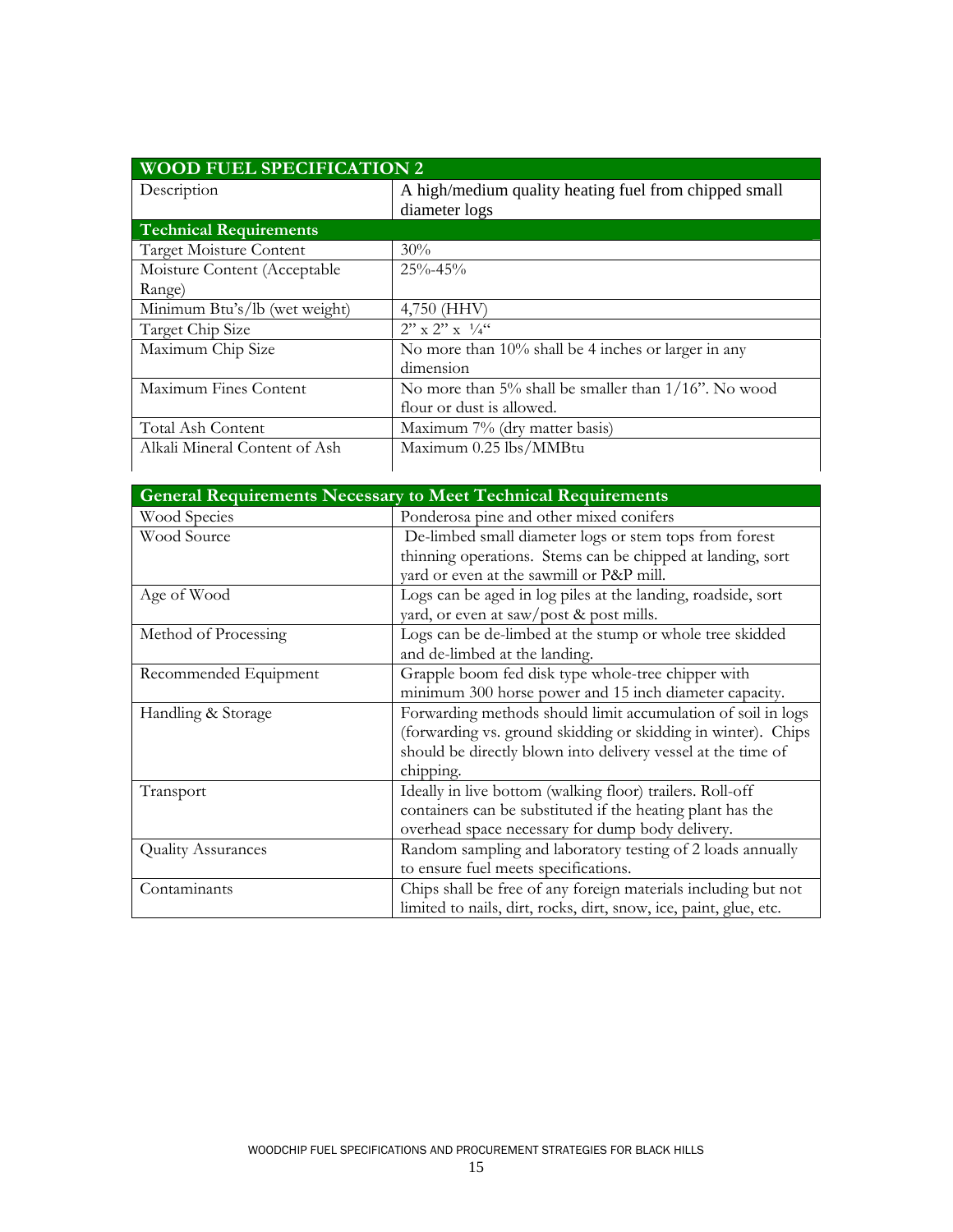| WOOD FUEL SPECIFICATION 2 | |
|---|---|
| Description | A high/medium quality heating fuel from chipped small diameter logs |
| **Technical Requirements** | |
| Target Moisture Content | 30% |
| Moisture Content (Acceptable Range) | 25%-45% |
| Minimum Btu's/lb (wet weight) | 4,750 (HHV) |
| Target Chip Size | 2" x 2" x ¼" |
| Maximum Chip Size | No more than 10% shall be 4 inches or larger in any dimension |
| Maximum Fines Content | No more than 5% shall be smaller than 1/16". No wood flour or dust is allowed. |
| Total Ash Content | Maximum 7% (dry matter basis) |
| Alkali Mineral Content of Ash | Maximum 0.25 lbs/MMBtu |

| General Requirements Necessary to Meet Technical Requirements | |
|---|---|
| Wood Species | Ponderosa pine and other mixed conifers |
| Wood Source | De-limbed small diameter logs or stem tops from forest thinning operations. Stems can be chipped at landing, sort yard or even at the sawmill or P&P mill. |
| Age of Wood | Logs can be aged in log piles at the landing, roadside, sort yard, or even at saw/post & post mills. |
| Method of Processing | Logs can be de-limbed at the stump or whole tree skidded and de-limbed at the landing. |
| Recommended Equipment | Grapple boom fed disk type whole-tree chipper with minimum 300 horse power and 15 inch diameter capacity. |
| Handling & Storage | Forwarding methods should limit accumulation of soil in logs (forwarding vs. ground skidding or skidding in winter). Chips should be directly blown into delivery vessel at the time of chipping. |
| Transport | Ideally in live bottom (walking floor) trailers. Roll-off containers can be substituted if the heating plant has the overhead space necessary for dump body delivery. |
| Quality Assurances | Random sampling and laboratory testing of 2 loads annually to ensure fuel meets specifications. |
| Contaminants | Chips shall be free of any foreign materials including but not limited to nails, dirt, rocks, dirt, snow, ice, paint, glue, etc. |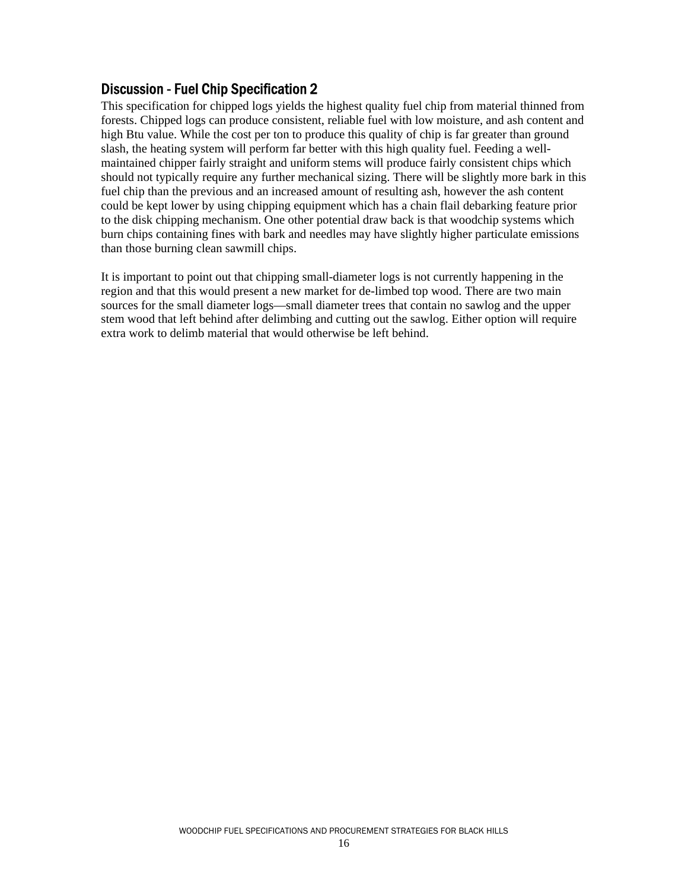## Discussion - Fuel Chip Specification 2

This specification for chipped logs yields the highest quality fuel chip from material thinned from forests. Chipped logs can produce consistent, reliable fuel with low moisture, and ash content and high Btu value. While the cost per ton to produce this quality of chip is far greater than ground slash, the heating system will perform far better with this high quality fuel. Feeding a well-maintained chipper fairly straight and uniform stems will produce fairly consistent chips which should not typically require any further mechanical sizing. There will be slightly more bark in this fuel chip than the previous and an increased amount of resulting ash, however the ash content could be kept lower by using chipping equipment which has a chain flail debarking feature prior to the disk chipping mechanism. One other potential draw back is that woodchip systems which burn chips containing fines with bark and needles may have slightly higher particulate emissions than those burning clean sawmill chips.

It is important to point out that chipping small-diameter logs is not currently happening in the region and that this would present a new market for de-limbed top wood. There are two main sources for the small diameter logs—small diameter trees that contain no sawlog and the upper stem wood that left behind after delimbing and cutting out the sawlog. Either option will require extra work to delimb material that would otherwise be left behind.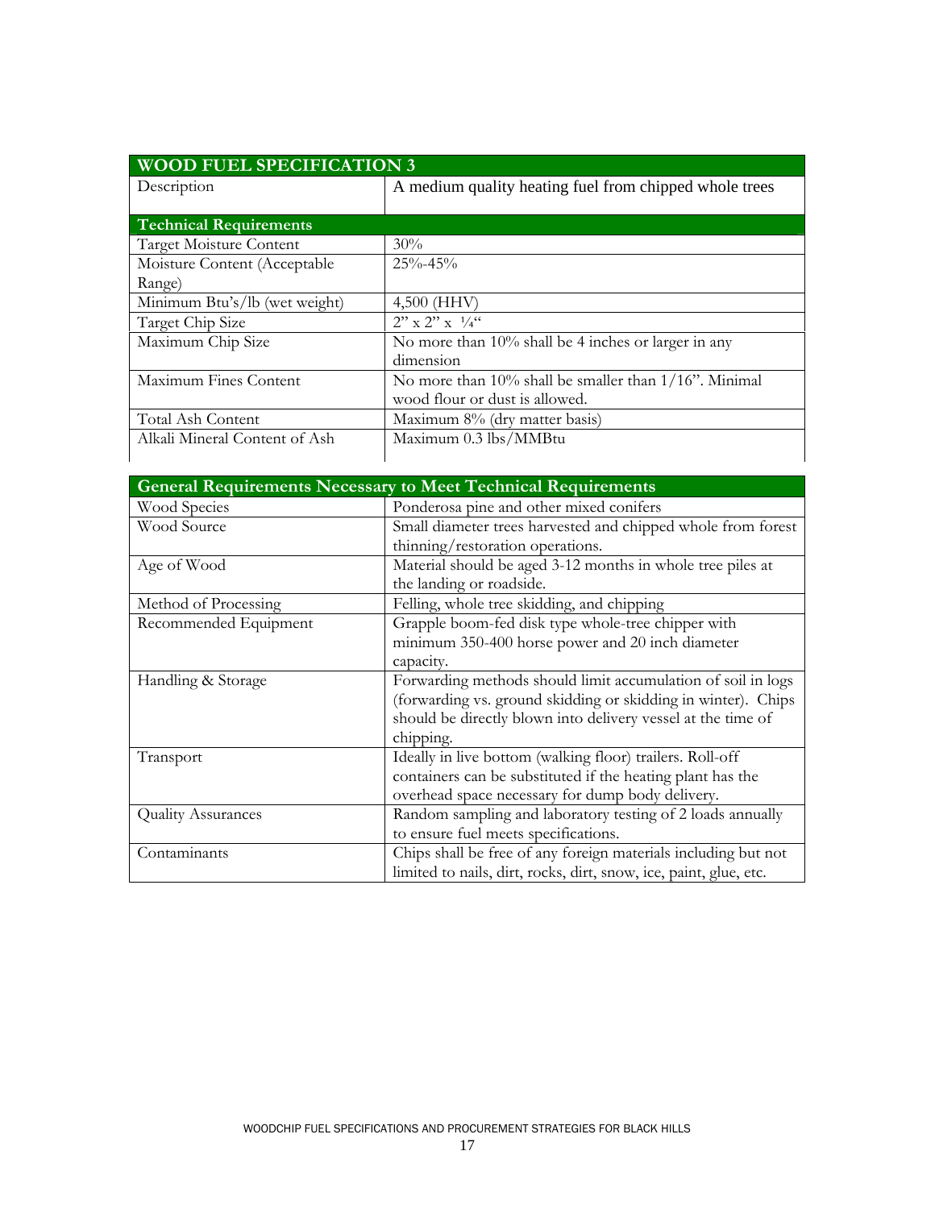| WOOD FUEL SPECIFICATION 3 | |
|---|---|
| Description | A medium quality heating fuel from chipped whole trees |
| **Technical Requirements** | |
| Target Moisture Content | 30% |
| Moisture Content (Acceptable Range) | 25%-45% |
| Minimum Btu's/lb (wet weight) | 4,500 (HHV) |
| Target Chip Size | 2" x 2" x ¼" |
| Maximum Chip Size | No more than 10% shall be 4 inches or larger in any dimension |
| Maximum Fines Content | No more than 10% shall be smaller than 1/16". Minimal wood flour or dust is allowed. |
| Total Ash Content | Maximum 8% (dry matter basis) |
| Alkali Mineral Content of Ash | Maximum 0.3 lbs/MMBtu |

| General Requirements Necessary to Meet Technical Requirements | |
|---|---|
| Wood Species | Ponderosa pine and other mixed conifers |
| Wood Source | Small diameter trees harvested and chipped whole from forest thinning/restoration operations. |
| Age of Wood | Material should be aged 3-12 months in whole tree piles at the landing or roadside. |
| Method of Processing | Felling, whole tree skidding, and chipping |
| Recommended Equipment | Grapple boom-fed disk type whole-tree chipper with minimum 350-400 horse power and 20 inch diameter capacity. |
| Handling & Storage | Forwarding methods should limit accumulation of soil in logs (forwarding vs. ground skidding or skidding in winter). Chips should be directly blown into delivery vessel at the time of chipping. |
| Transport | Ideally in live bottom (walking floor) trailers. Roll-off containers can be substituted if the heating plant has the overhead space necessary for dump body delivery. |
| Quality Assurances | Random sampling and laboratory testing of 2 loads annually to ensure fuel meets specifications. |
| Contaminants | Chips shall be free of any foreign materials including but not limited to nails, dirt, rocks, dirt, snow, ice, paint, glue, etc. |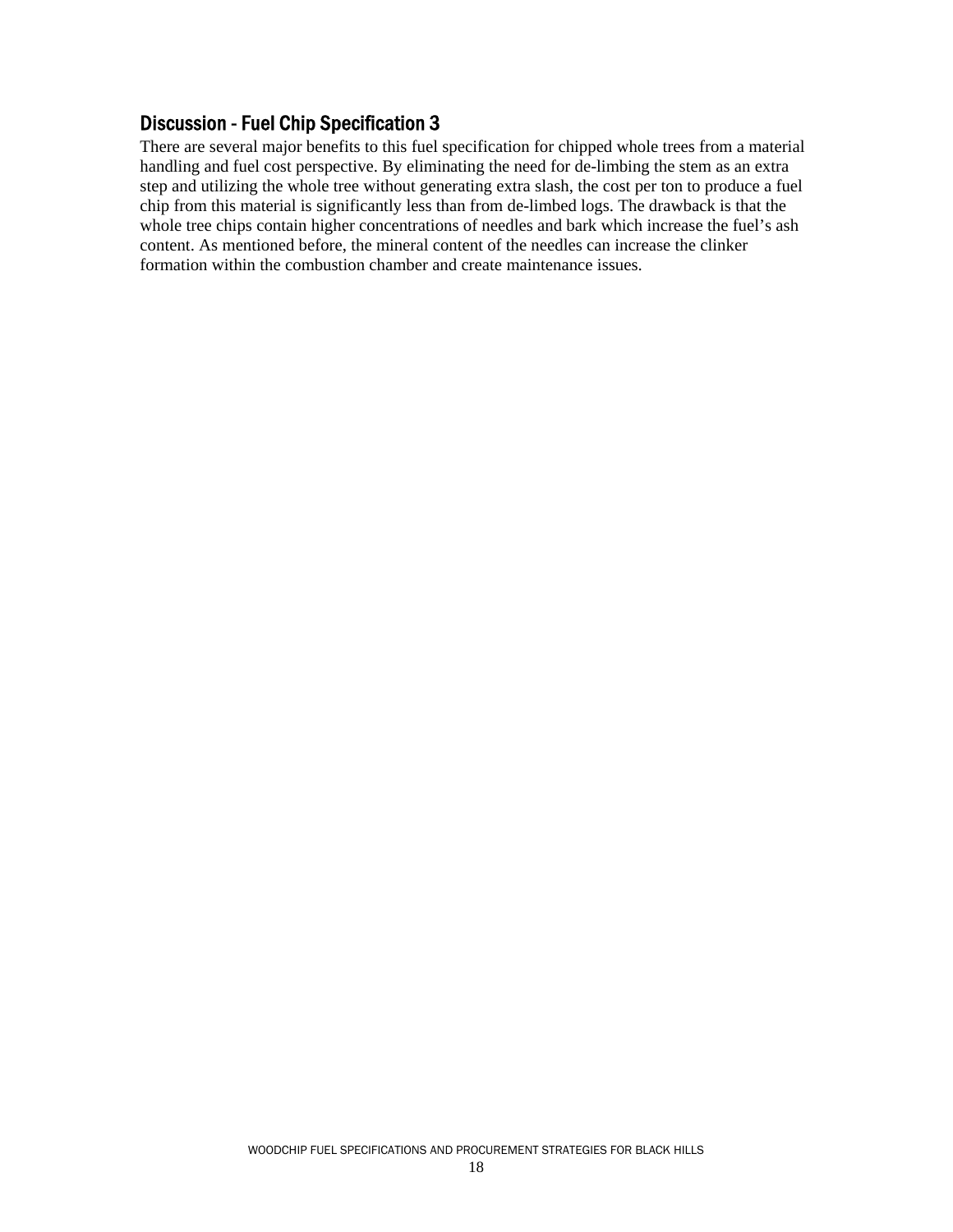## Discussion - Fuel Chip Specification 3

There are several major benefits to this fuel specification for chipped whole trees from a material handling and fuel cost perspective. By eliminating the need for de-limbing the stem as an extra step and utilizing the whole tree without generating extra slash, the cost per ton to produce a fuel chip from this material is significantly less than from de-limbed logs. The drawback is that the whole tree chips contain higher concentrations of needles and bark which increase the fuel's ash content. As mentioned before, the mineral content of the needles can increase the clinker formation within the combustion chamber and create maintenance issues.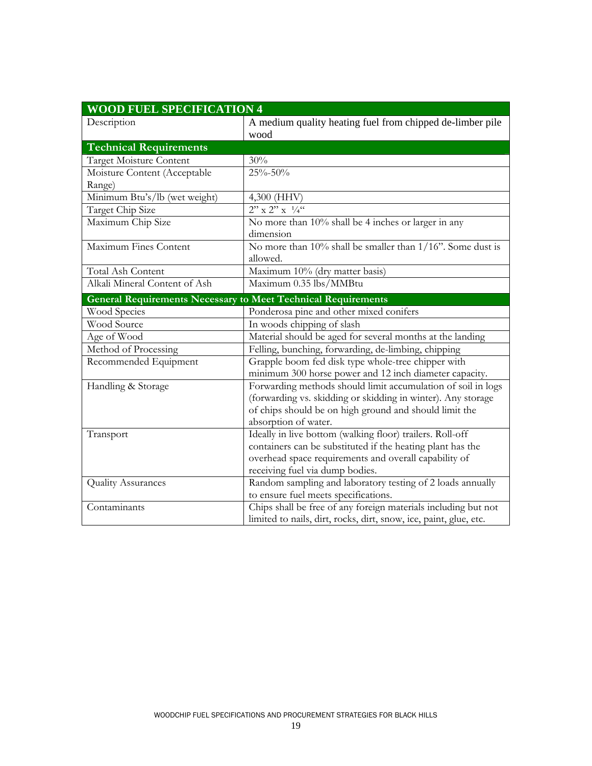| WOOD FUEL SPECIFICATION 4 | |
|---|---|
| Description | A medium quality heating fuel from chipped de-limber pile wood |
| **Technical Requirements** | |
| Target Moisture Content | 30% |
| Moisture Content (Acceptable Range) | 25%-50% |
| Minimum Btu's/lb (wet weight) | 4,300 (HHV) |
| Target Chip Size | 2" x 2" x ¼" |
| Maximum Chip Size | No more than 10% shall be 4 inches or larger in any dimension |
| Maximum Fines Content | No more than 10% shall be smaller than 1/16". Some dust is allowed. |
| Total Ash Content | Maximum 10% (dry matter basis) |
| Alkali Mineral Content of Ash | Maximum 0.35 lbs/MMBtu |
| **General Requirements Necessary to Meet Technical Requirements** | |
| Wood Species | Ponderosa pine and other mixed conifers |
| Wood Source | In woods chipping of slash |
| Age of Wood | Material should be aged for several months at the landing |
| Method of Processing | Felling, bunching, forwarding, de-limbing, chipping |
| Recommended Equipment | Grapple boom fed disk type whole-tree chipper with minimum 300 horse power and 12 inch diameter capacity. |
| Handling & Storage | Forwarding methods should limit accumulation of soil in logs (forwarding vs. skidding or skidding in winter). Any storage of chips should be on high ground and should limit the absorption of water. |
| Transport | Ideally in live bottom (walking floor) trailers. Roll-off containers can be substituted if the heating plant has the overhead space requirements and overall capability of receiving fuel via dump bodies. |
| Quality Assurances | Random sampling and laboratory testing of 2 loads annually to ensure fuel meets specifications. |
| Contaminants | Chips shall be free of any foreign materials including but not limited to nails, dirt, rocks, dirt, snow, ice, paint, glue, etc. |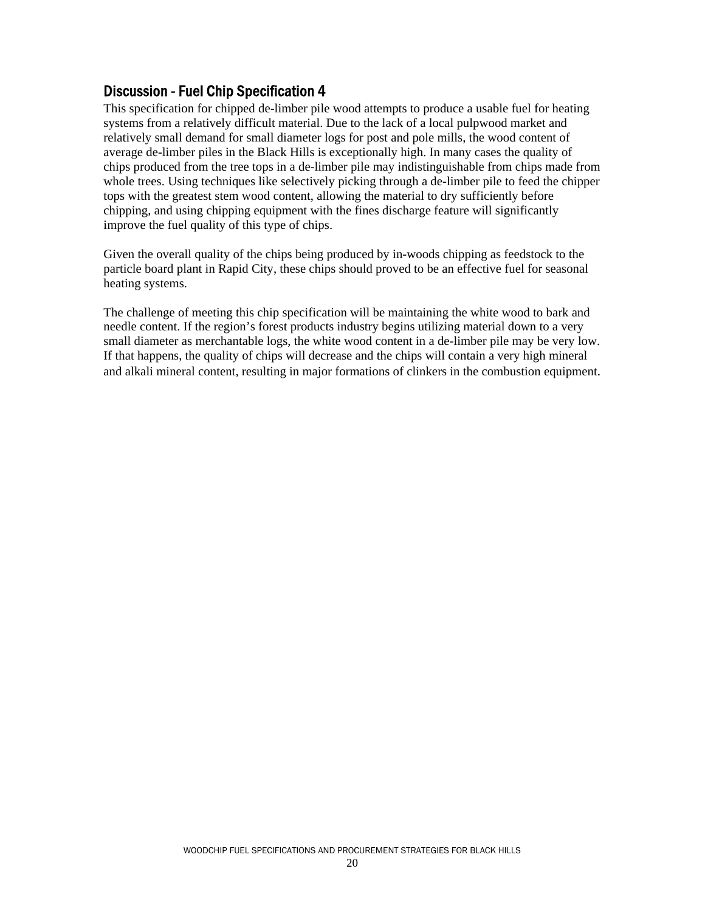## Discussion - Fuel Chip Specification 4

This specification for chipped de-limber pile wood attempts to produce a usable fuel for heating systems from a relatively difficult material. Due to the lack of a local pulpwood market and relatively small demand for small diameter logs for post and pole mills, the wood content of average de-limber piles in the Black Hills is exceptionally high. In many cases the quality of chips produced from the tree tops in a de-limber pile may indistinguishable from chips made from whole trees. Using techniques like selectively picking through a de-limber pile to feed the chipper tops with the greatest stem wood content, allowing the material to dry sufficiently before chipping, and using chipping equipment with the fines discharge feature will significantly improve the fuel quality of this type of chips.

Given the overall quality of the chips being produced by in-woods chipping as feedstock to the particle board plant in Rapid City, these chips should proved to be an effective fuel for seasonal heating systems.

The challenge of meeting this chip specification will be maintaining the white wood to bark and needle content. If the region's forest products industry begins utilizing material down to a very small diameter as merchantable logs, the white wood content in a de-limber pile may be very low. If that happens, the quality of chips will decrease and the chips will contain a very high mineral and alkali mineral content, resulting in major formations of clinkers in the combustion equipment.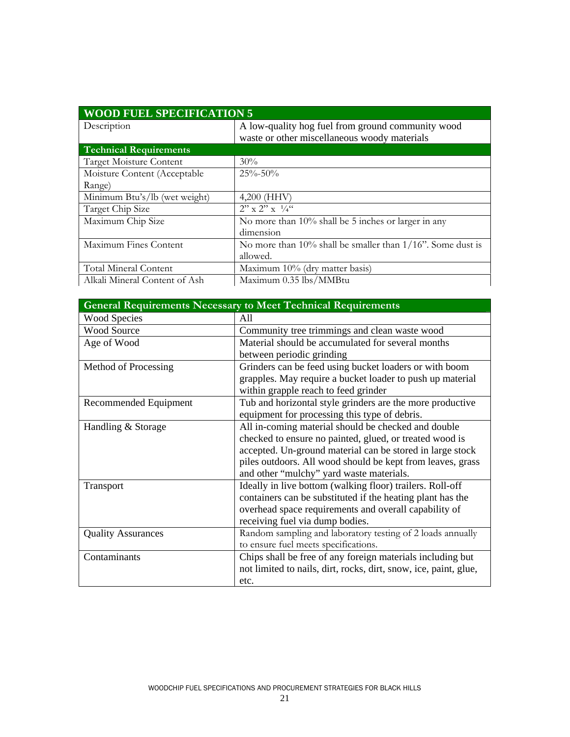| WOOD FUEL SPECIFICATION 5 | |
|---|---|
| Description | A low-quality hog fuel from ground community wood waste or other miscellaneous woody materials |
| **Technical Requirements** | |
| Target Moisture Content | 30% |
| Moisture Content (Acceptable Range) | 25%-50% |
| Minimum Btu's/lb (wet weight) | 4,200 (HHV) |
| Target Chip Size | 2" x 2" x ¼" |
| Maximum Chip Size | No more than 10% shall be 5 inches or larger in any dimension |
| Maximum Fines Content | No more than 10% shall be smaller than 1/16". Some dust is allowed. |
| Total Mineral Content | Maximum 10% (dry matter basis) |
| Alkali Mineral Content of Ash | Maximum 0.35 lbs/MMBtu |

| General Requirements Necessary to Meet Technical Requirements | |
|---|---|
| Wood Species | All |
| Wood Source | Community tree trimmings and clean waste wood |
| Age of Wood | Material should be accumulated for several months between periodic grinding |
| Method of Processing | Grinders can be feed using bucket loaders or with boom grapples. May require a bucket loader to push up material within grapple reach to feed grinder |
| Recommended Equipment | Tub and horizontal style grinders are the more productive equipment for processing this type of debris. |
| Handling & Storage | All in-coming material should be checked and double checked to ensure no painted, glued, or treated wood is accepted. Un-ground material can be stored in large stock piles outdoors. All wood should be kept from leaves, grass and other "mulchy" yard waste materials. |
| Transport | Ideally in live bottom (walking floor) trailers. Roll-off containers can be substituted if the heating plant has the overhead space requirements and overall capability of receiving fuel via dump bodies. |
| Quality Assurances | Random sampling and laboratory testing of 2 loads annually to ensure fuel meets specifications. |
| Contaminants | Chips shall be free of any foreign materials including but not limited to nails, dirt, rocks, dirt, snow, ice, paint, glue, etc. |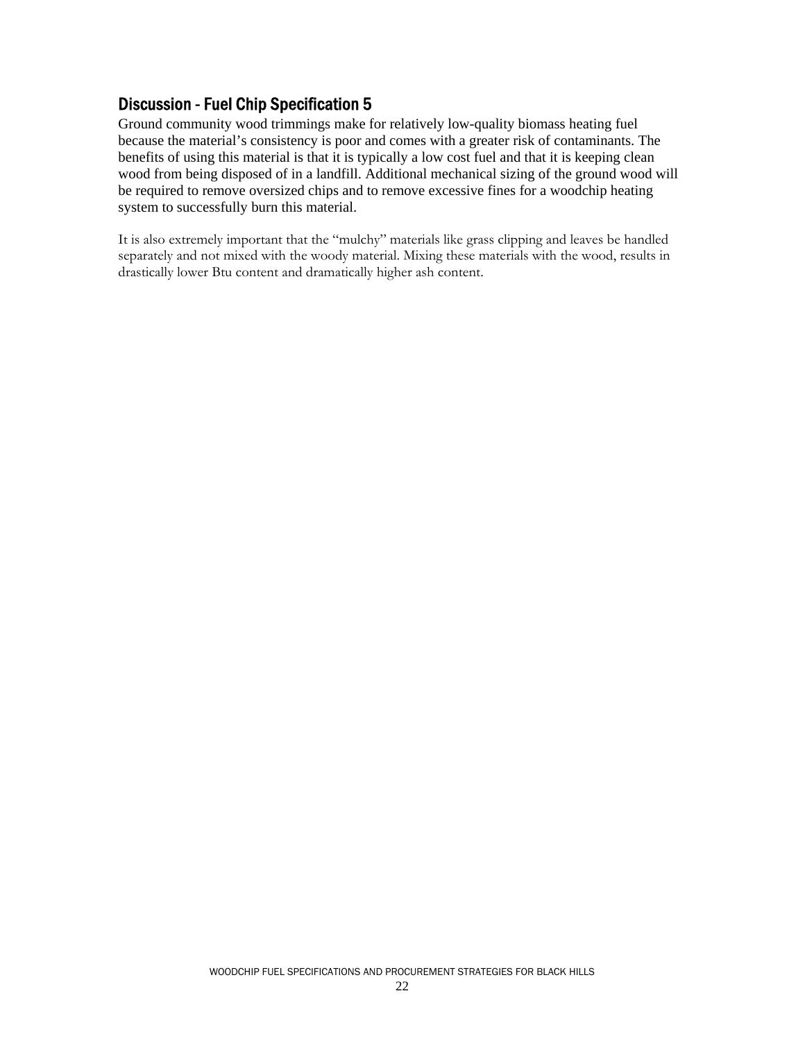## Discussion - Fuel Chip Specification 5

Ground community wood trimmings make for relatively low-quality biomass heating fuel because the material's consistency is poor and comes with a greater risk of contaminants. The benefits of using this material is that it is typically a low cost fuel and that it is keeping clean wood from being disposed of in a landfill. Additional mechanical sizing of the ground wood will be required to remove oversized chips and to remove excessive fines for a woodchip heating system to successfully burn this material.

It is also extremely important that the "mulchy" materials like grass clipping and leaves be handled separately and not mixed with the woody material. Mixing these materials with the wood, results in drastically lower Btu content and dramatically higher ash content.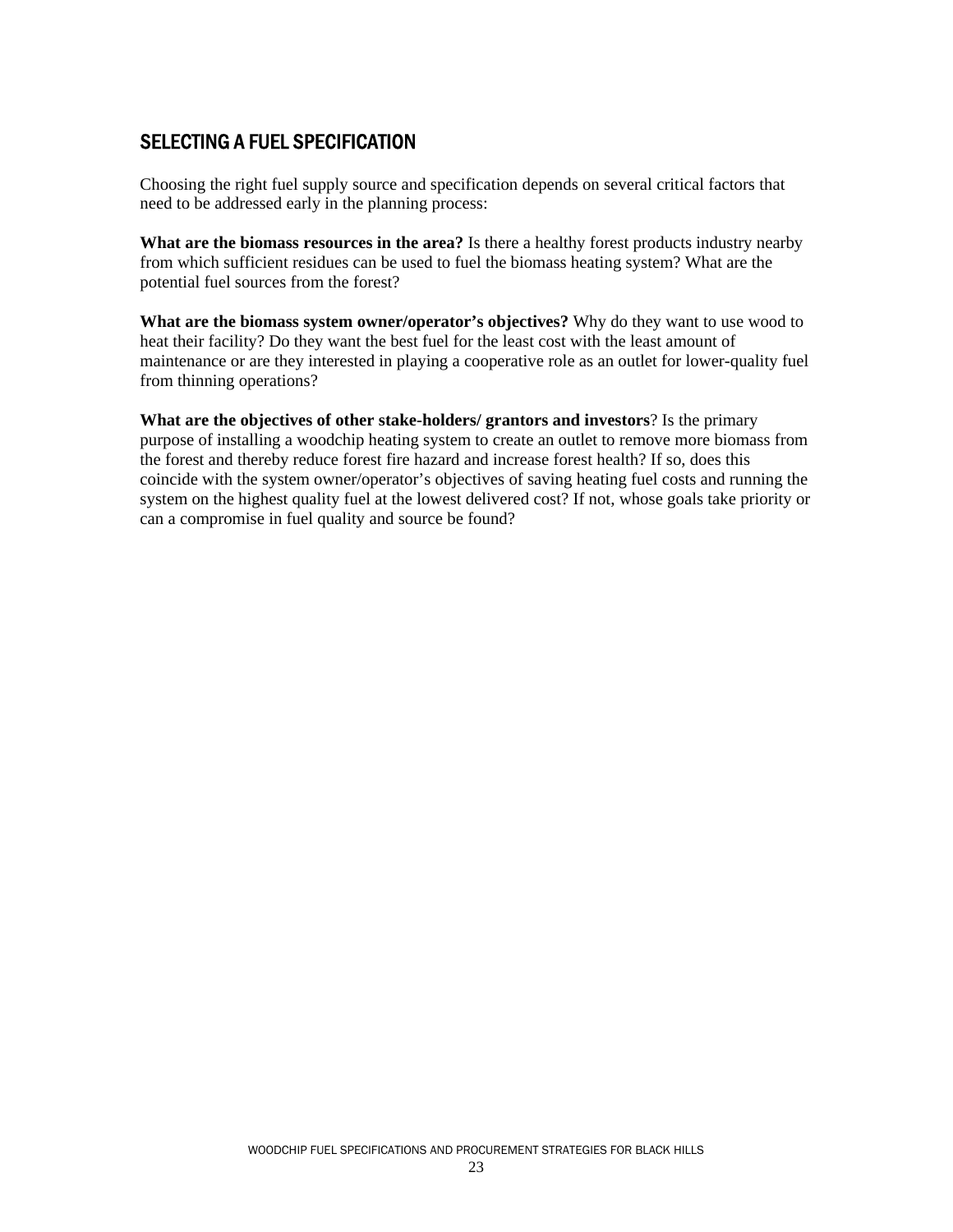## SELECTING A FUEL SPECIFICATION

Choosing the right fuel supply source and specification depends on several critical factors that need to be addressed early in the planning process:

**What are the biomass resources in the area?** Is there a healthy forest products industry nearby from which sufficient residues can be used to fuel the biomass heating system? What are the potential fuel sources from the forest?

**What are the biomass system owner/operator's objectives?** Why do they want to use wood to heat their facility? Do they want the best fuel for the least cost with the least amount of maintenance or are they interested in playing a cooperative role as an outlet for lower-quality fuel from thinning operations?

**What are the objectives of other stake-holders/ grantors and investors**? Is the primary purpose of installing a woodchip heating system to create an outlet to remove more biomass from the forest and thereby reduce forest fire hazard and increase forest health? If so, does this coincide with the system owner/operator's objectives of saving heating fuel costs and running the system on the highest quality fuel at the lowest delivered cost? If not, whose goals take priority or can a compromise in fuel quality and source be found?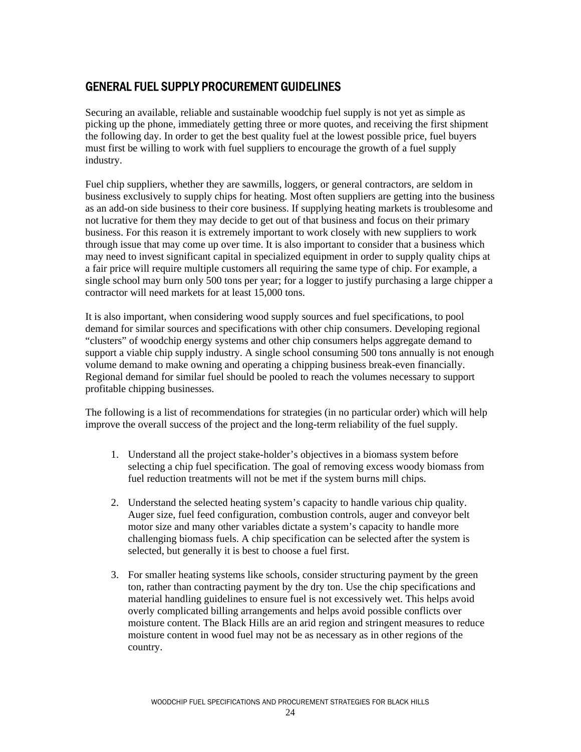## GENERAL FUEL SUPPLY PROCUREMENT GUIDELINES

Securing an available, reliable and sustainable woodchip fuel supply is not yet as simple as picking up the phone, immediately getting three or more quotes, and receiving the first shipment the following day. In order to get the best quality fuel at the lowest possible price, fuel buyers must first be willing to work with fuel suppliers to encourage the growth of a fuel supply industry.

Fuel chip suppliers, whether they are sawmills, loggers, or general contractors, are seldom in business exclusively to supply chips for heating. Most often suppliers are getting into the business as an add-on side business to their core business. If supplying heating markets is troublesome and not lucrative for them they may decide to get out of that business and focus on their primary business. For this reason it is extremely important to work closely with new suppliers to work through issue that may come up over time. It is also important to consider that a business which may need to invest significant capital in specialized equipment in order to supply quality chips at a fair price will require multiple customers all requiring the same type of chip. For example, a single school may burn only 500 tons per year; for a logger to justify purchasing a large chipper a contractor will need markets for at least 15,000 tons.

It is also important, when considering wood supply sources and fuel specifications, to pool demand for similar sources and specifications with other chip consumers. Developing regional "clusters" of woodchip energy systems and other chip consumers helps aggregate demand to support a viable chip supply industry. A single school consuming 500 tons annually is not enough volume demand to make owning and operating a chipping business break-even financially. Regional demand for similar fuel should be pooled to reach the volumes necessary to support profitable chipping businesses.

The following is a list of recommendations for strategies (in no particular order) which will help improve the overall success of the project and the long-term reliability of the fuel supply.

1. Understand all the project stake-holder's objectives in a biomass system before selecting a chip fuel specification. The goal of removing excess woody biomass from fuel reduction treatments will not be met if the system burns mill chips.

2. Understand the selected heating system's capacity to handle various chip quality. Auger size, fuel feed configuration, combustion controls, auger and conveyor belt motor size and many other variables dictate a system's capacity to handle more challenging biomass fuels. A chip specification can be selected after the system is selected, but generally it is best to choose a fuel first.

3. For smaller heating systems like schools, consider structuring payment by the green ton, rather than contracting payment by the dry ton. Use the chip specifications and material handling guidelines to ensure fuel is not excessively wet. This helps avoid overly complicated billing arrangements and helps avoid possible conflicts over moisture content. The Black Hills are an arid region and stringent measures to reduce moisture content in wood fuel may not be as necessary as in other regions of the country.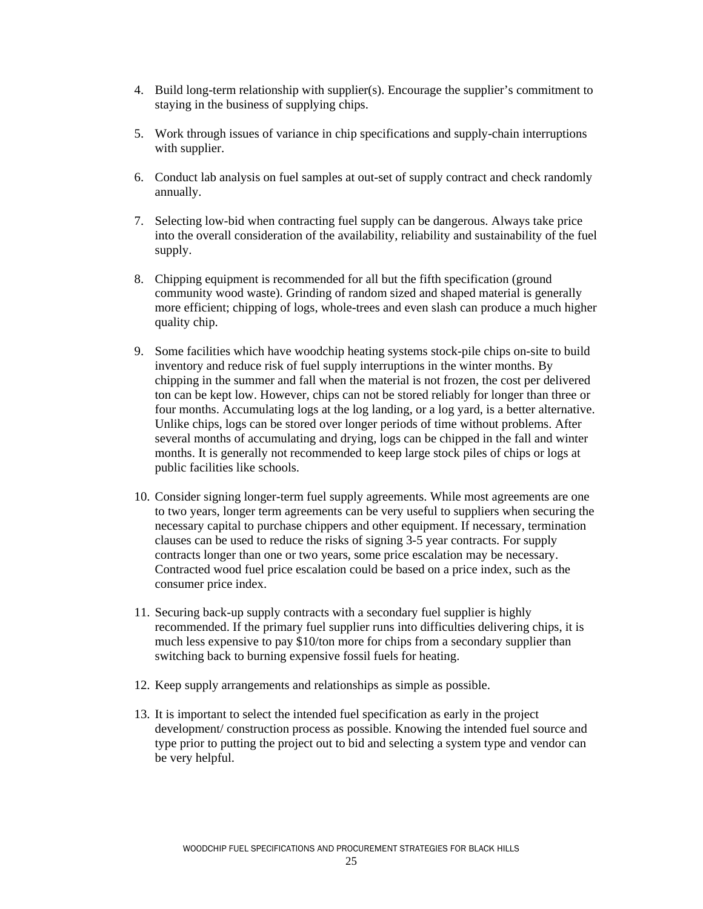4. Build long-term relationship with supplier(s). Encourage the supplier's commitment to staying in the business of supplying chips.

5. Work through issues of variance in chip specifications and supply-chain interruptions with supplier.

6. Conduct lab analysis on fuel samples at out-set of supply contract and check randomly annually.

7. Selecting low-bid when contracting fuel supply can be dangerous. Always take price into the overall consideration of the availability, reliability and sustainability of the fuel supply.

8. Chipping equipment is recommended for all but the fifth specification (ground community wood waste). Grinding of random sized and shaped material is generally more efficient; chipping of logs, whole-trees and even slash can produce a much higher quality chip.

9. Some facilities which have woodchip heating systems stock-pile chips on-site to build inventory and reduce risk of fuel supply interruptions in the winter months. By chipping in the summer and fall when the material is not frozen, the cost per delivered ton can be kept low. However, chips can not be stored reliably for longer than three or four months. Accumulating logs at the log landing, or a log yard, is a better alternative. Unlike chips, logs can be stored over longer periods of time without problems. After several months of accumulating and drying, logs can be chipped in the fall and winter months. It is generally not recommended to keep large stock piles of chips or logs at public facilities like schools.

10. Consider signing longer-term fuel supply agreements. While most agreements are one to two years, longer term agreements can be very useful to suppliers when securing the necessary capital to purchase chippers and other equipment. If necessary, termination clauses can be used to reduce the risks of signing 3-5 year contracts. For supply contracts longer than one or two years, some price escalation may be necessary. Contracted wood fuel price escalation could be based on a price index, such as the consumer price index.

11. Securing back-up supply contracts with a secondary fuel supplier is highly recommended. If the primary fuel supplier runs into difficulties delivering chips, it is much less expensive to pay $10/ton more for chips from a secondary supplier than switching back to burning expensive fossil fuels for heating.

12. Keep supply arrangements and relationships as simple as possible.

13. It is important to select the intended fuel specification as early in the project development/ construction process as possible. Knowing the intended fuel source and type prior to putting the project out to bid and selecting a system type and vendor can be very helpful.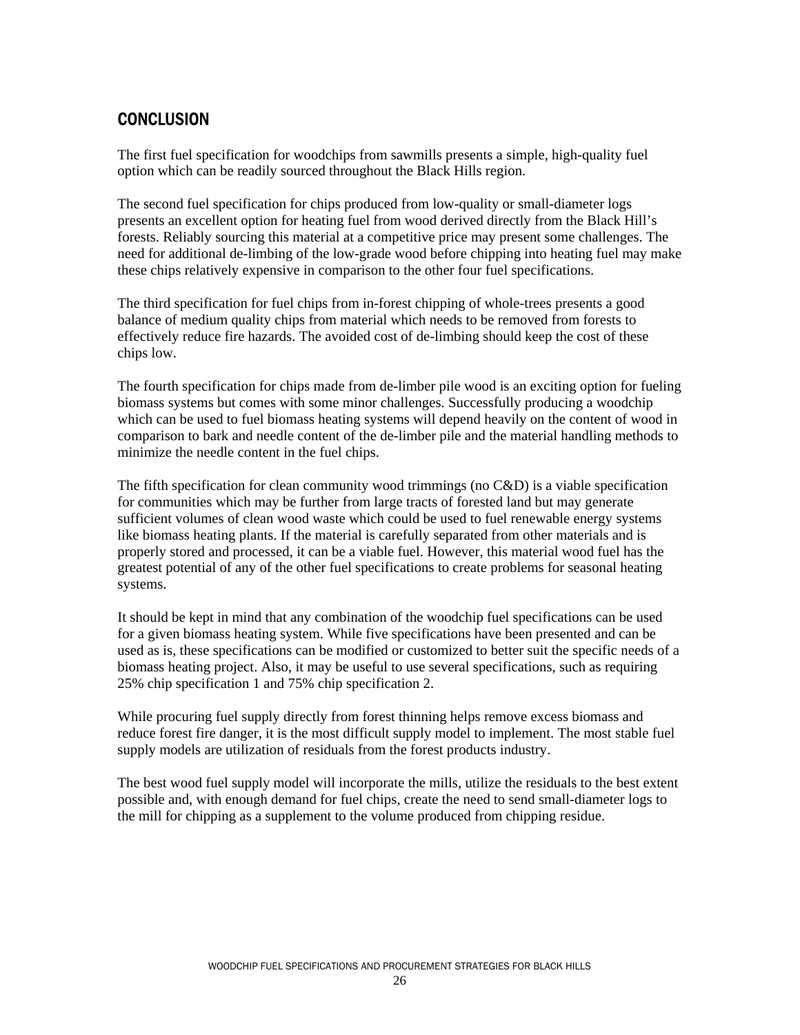## CONCLUSION

The first fuel specification for woodchips from sawmills presents a simple, high-quality fuel option which can be readily sourced throughout the Black Hills region.

The second fuel specification for chips produced from low-quality or small-diameter logs presents an excellent option for heating fuel from wood derived directly from the Black Hill's forests. Reliably sourcing this material at a competitive price may present some challenges. The need for additional de-limbing of the low-grade wood before chipping into heating fuel may make these chips relatively expensive in comparison to the other four fuel specifications.

The third specification for fuel chips from in-forest chipping of whole-trees presents a good balance of medium quality chips from material which needs to be removed from forests to effectively reduce fire hazards. The avoided cost of de-limbing should keep the cost of these chips low.

The fourth specification for chips made from de-limber pile wood is an exciting option for fueling biomass systems but comes with some minor challenges. Successfully producing a woodchip which can be used to fuel biomass heating systems will depend heavily on the content of wood in comparison to bark and needle content of the de-limber pile and the material handling methods to minimize the needle content in the fuel chips.

The fifth specification for clean community wood trimmings (no C&D) is a viable specification for communities which may be further from large tracts of forested land but may generate sufficient volumes of clean wood waste which could be used to fuel renewable energy systems like biomass heating plants. If the material is carefully separated from other materials and is properly stored and processed, it can be a viable fuel. However, this material wood fuel has the greatest potential of any of the other fuel specifications to create problems for seasonal heating systems.

It should be kept in mind that any combination of the woodchip fuel specifications can be used for a given biomass heating system. While five specifications have been presented and can be used as is, these specifications can be modified or customized to better suit the specific needs of a biomass heating project. Also, it may be useful to use several specifications, such as requiring 25% chip specification 1 and 75% chip specification 2.

While procuring fuel supply directly from forest thinning helps remove excess biomass and reduce forest fire danger, it is the most difficult supply model to implement. The most stable fuel supply models are utilization of residuals from the forest products industry.

The best wood fuel supply model will incorporate the mills, utilize the residuals to the best extent possible and, with enough demand for fuel chips, create the need to send small-diameter logs to the mill for chipping as a supplement to the volume produced from chipping residue.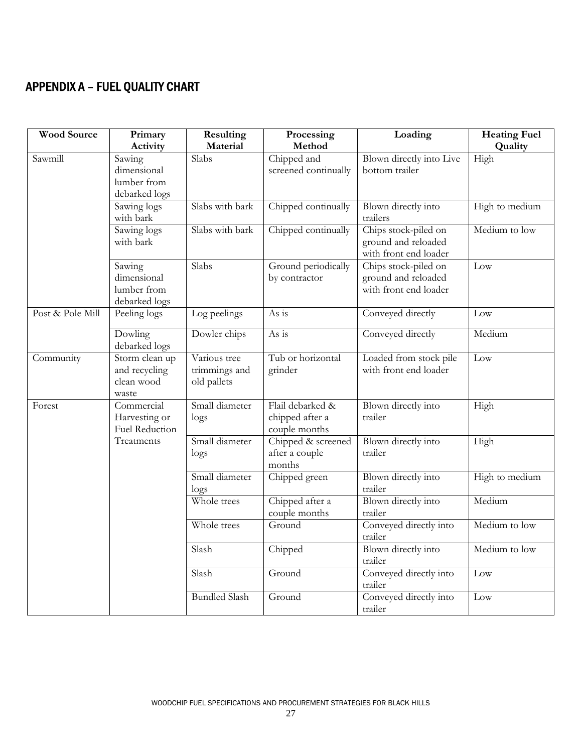## APPENDIX A – FUEL QUALITY CHART

| Wood Source | Primary Activity | Resulting Material | Processing Method | Loading | Heating Fuel Quality |
|---|---|---|---|---|---|
| Sawmill | Sawing dimensional lumber from debarked logs | Slabs | Chipped and screened continually | Blown directly into Live bottom trailer | High |
| | Sawing logs with bark | Slabs with bark | Chipped continually | Blown directly into trailers | High to medium |
| | Sawing logs with bark | Slabs with bark | Chipped continually | Chips stock-piled on ground and reloaded with front end loader | Medium to low |
| | Sawing dimensional lumber from debarked logs | Slabs | Ground periodically by contractor | Chips stock-piled on ground and reloaded with front end loader | Low |
| Post & Pole Mill | Peeling logs | Log peelings | As is | Conveyed directly | Low |
| | Dowling debarked logs | Dowler chips | As is | Conveyed directly | Medium |
| Community | Storm clean up and recycling clean wood waste | Various tree trimmings and old pallets | Tub or horizontal grinder | Loaded from stock pile with front end loader | Low |
| Forest | Commercial Harvesting or Fuel Reduction Treatments | Small diameter logs | Flail debarked & chipped after a couple months | Blown directly into trailer | High |
| | | Small diameter logs | Chipped & screened after a couple months | Blown directly into trailer | High |
| | | Small diameter logs | Chipped green | Blown directly into trailer | High to medium |
| | | Whole trees | Chipped after a couple months | Blown directly into trailer | Medium |
| | | Whole trees | Ground | Conveyed directly into trailer | Medium to low |
| | | Slash | Chipped | Blown directly into trailer | Medium to low |
| | | Slash | Ground | Conveyed directly into trailer | Low |
| | | Bundled Slash | Ground | Conveyed directly into trailer | Low |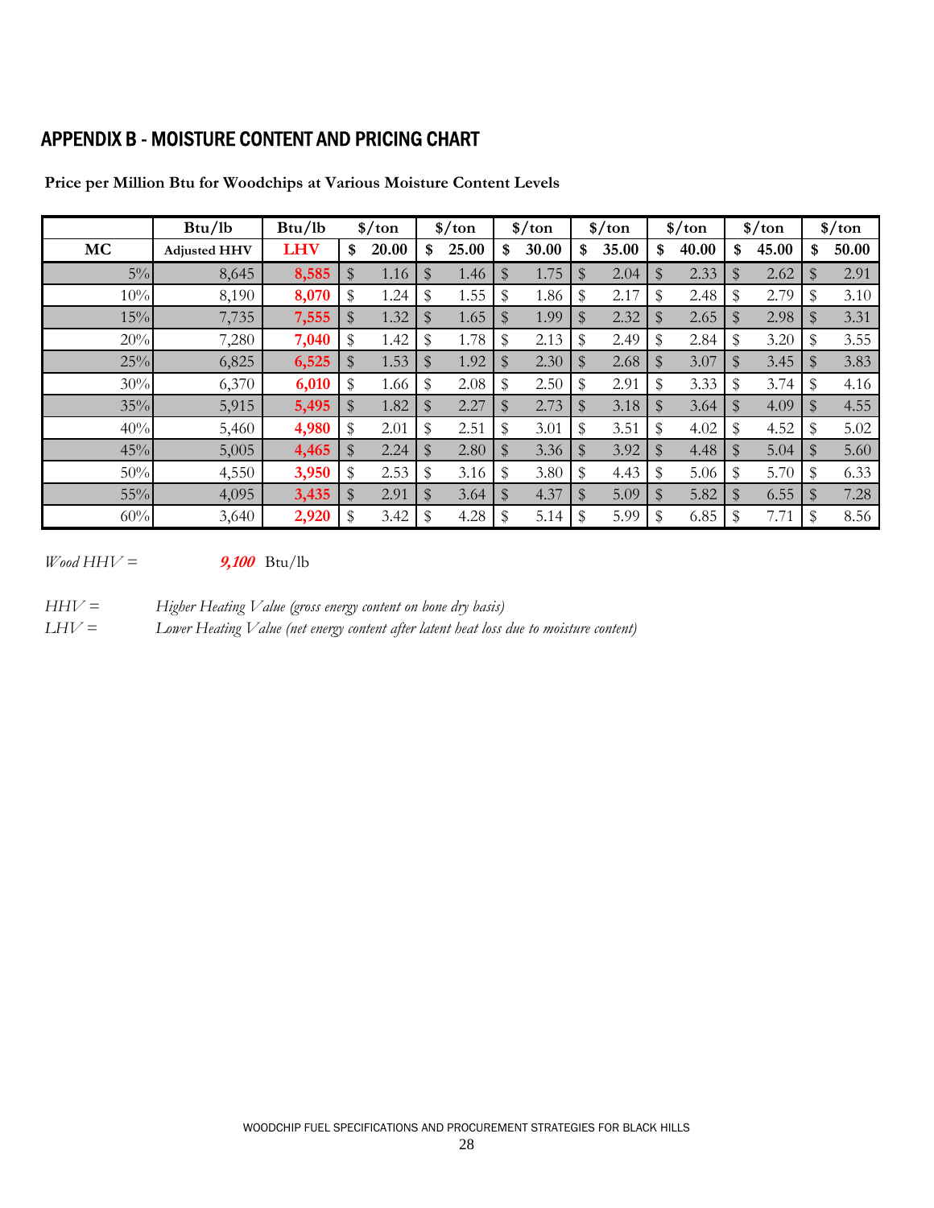## APPENDIX B - MOISTURE CONTENT AND PRICING CHART

**Price per Million Btu for Woodchips at Various Moisture Content Levels**

| | Btu/lb | Btu/lb | $/ton | $/ton | $/ton | $/ton | $/ton | $/ton | $/ton |
|---|---|---|---|---|---|---|---|---|---|
| **MC** | **Adjusted HHV** | **LHV** | **$ 20.00** | **$ 25.00** | **$ 30.00** | **$ 35.00** | **$ 40.00** | **$ 45.00** | **$ 50.00** |
| 5% | 8,645 | **8,585** | $ 1.16 | $ 1.46 | $ 1.75 | $ 2.04 | $ 2.33 | $ 2.62 | $ 2.91 |
| 10% | 8,190 | **8,070** | $ 1.24 | $ 1.55 | $ 1.86 | $ 2.17 | $ 2.48 | $ 2.79 | $ 3.10 |
| 15% | 7,735 | **7,555** | $ 1.32 | $ 1.65 | $ 1.99 | $ 2.32 | $ 2.65 | $ 2.98 | $ 3.31 |
| 20% | 7,280 | **7,040** | $ 1.42 | $ 1.78 | $ 2.13 | $ 2.49 | $ 2.84 | $ 3.20 | $ 3.55 |
| 25% | 6,825 | **6,525** | $ 1.53 | $ 1.92 | $ 2.30 | $ 2.68 | $ 3.07 | $ 3.45 | $ 3.83 |
| 30% | 6,370 | **6,010** | $ 1.66 | $ 2.08 | $ 2.50 | $ 2.91 | $ 3.33 | $ 3.74 | $ 4.16 |
| 35% | 5,915 | **5,495** | $ 1.82 | $ 2.27 | $ 2.73 | $ 3.18 | $ 3.64 | $ 4.09 | $ 4.55 |
| 40% | 5,460 | **4,980** | $ 2.01 | $ 2.51 | $ 3.01 | $ 3.51 | $ 4.02 | $ 4.52 | $ 5.02 |
| 45% | 5,005 | **4,465** | $ 2.24 | $ 2.80 | $ 3.36 | $ 3.92 | $ 4.48 | $ 5.04 | $ 5.60 |
| 50% | 4,550 | **3,950** | $ 2.53 | $ 3.16 | $ 3.80 | $ 4.43 | $ 5.06 | $ 5.70 | $ 6.33 |
| 55% | 4,095 | **3,435** | $ 2.91 | $ 3.64 | $ 4.37 | $ 5.09 | $ 5.82 | $ 6.55 | $ 7.28 |
| 60% | 3,640 | **2,920** | $ 3.42 | $ 4.28 | $ 5.14 | $ 5.99 | $ 6.85 | $ 7.71 | $ 8.56 |

*Wood HHV =* ***9,100*** Btu/lb

*HHV =* *Higher Heating Value (gross energy content on bone dry basis)*

*LHV =* *Lower Heating Value (net energy content after latent heat loss due to moisture content)*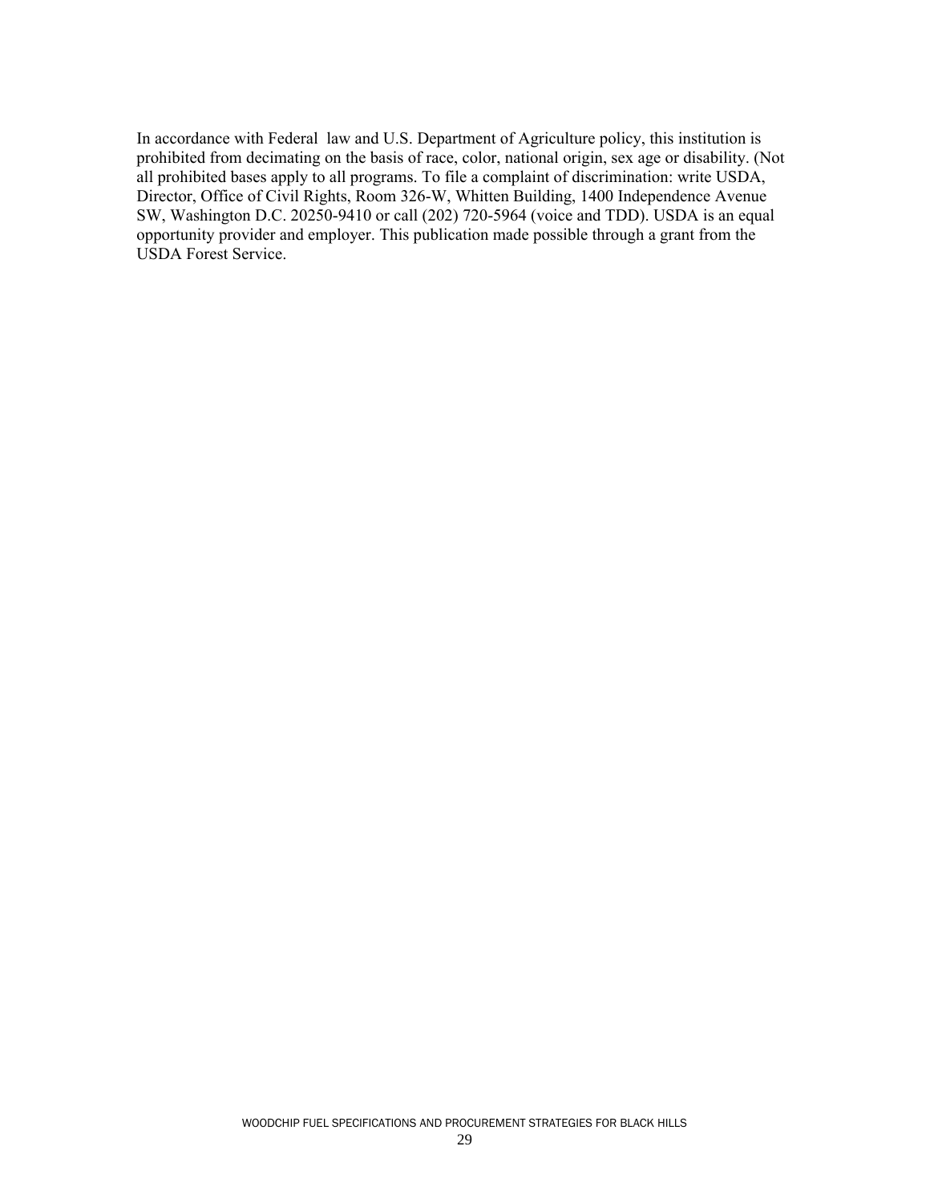In accordance with Federal law and U.S. Department of Agriculture policy, this institution is prohibited from decimating on the basis of race, color, national origin, sex age or disability. (Not all prohibited bases apply to all programs. To file a complaint of discrimination: write USDA, Director, Office of Civil Rights, Room 326-W, Whitten Building, 1400 Independence Avenue SW, Washington D.C. 20250-9410 or call (202) 720-5964 (voice and TDD). USDA is an equal opportunity provider and employer. This publication made possible through a grant from the USDA Forest Service.